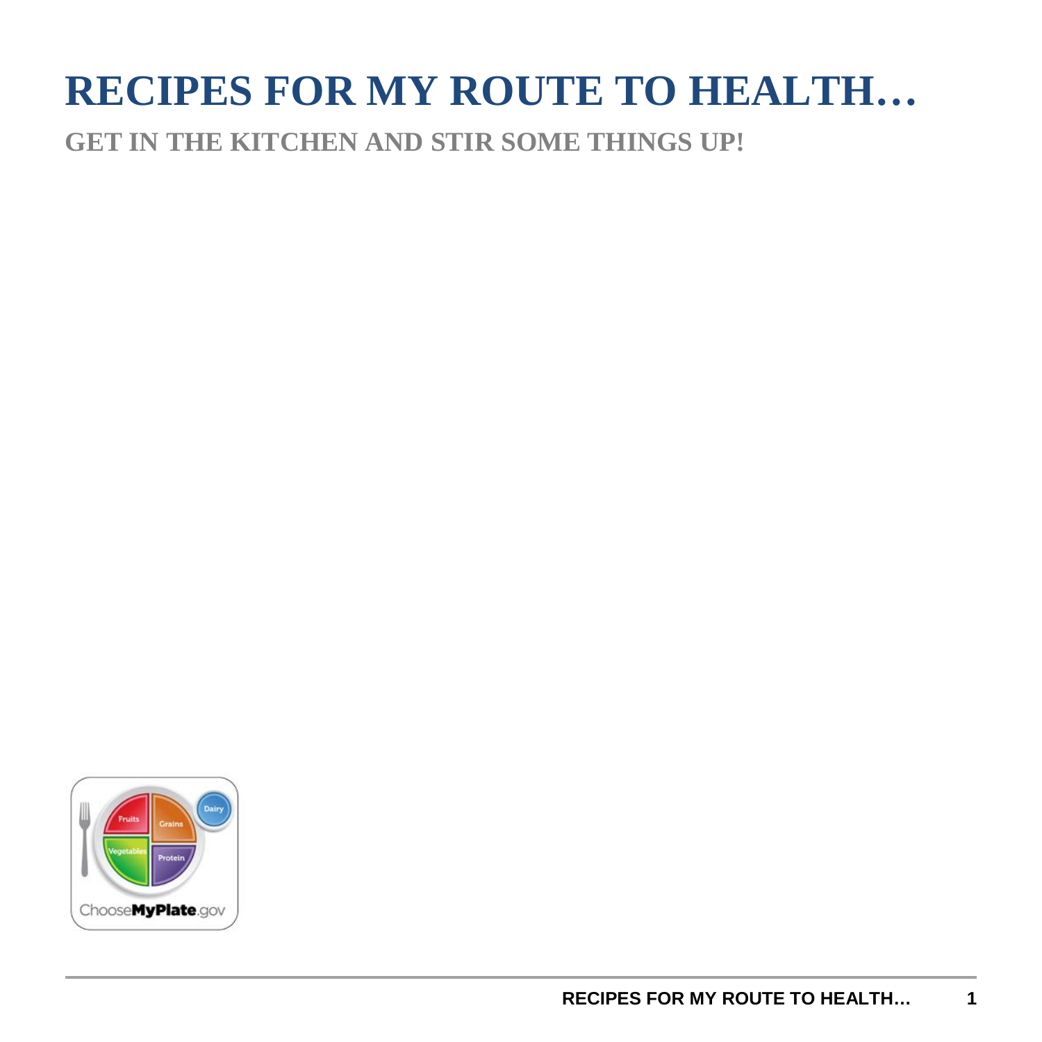# RECIPES FOR MY ROUTE TO HEALTH…

## GET IN THE KITCHEN AND STIR SOME THINGS UP!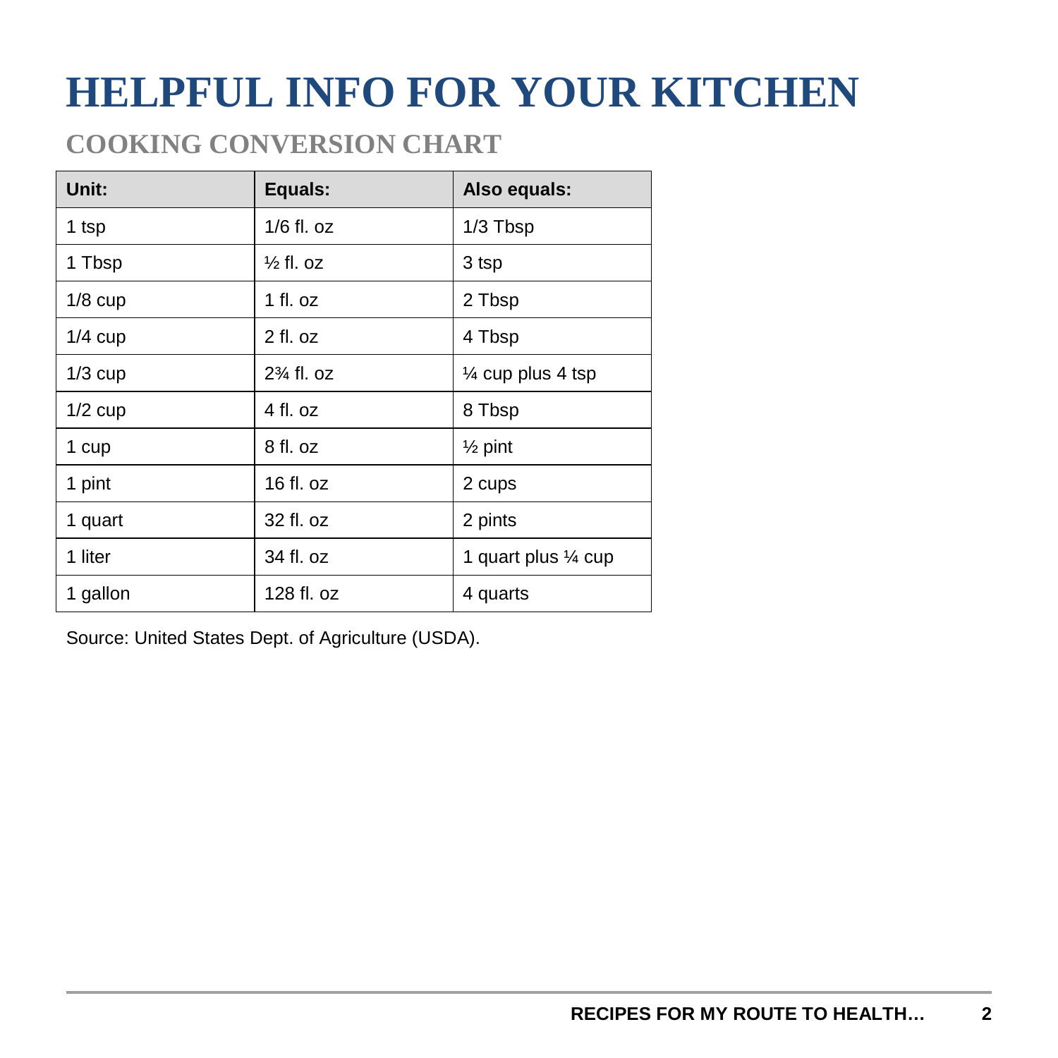# HELPFUL INFO FOR YOUR KITCHEN

## COOKING CONVERSION CHART

| Unit: | Equals: | Also equals: |
|---|---|---|
| 1 tsp | 1/6 fl. oz | 1/3 Tbsp |
| 1 Tbsp | ½ fl. oz | 3 tsp |
| 1/8 cup | 1 fl. oz | 2 Tbsp |
| 1/4 cup | 2 fl. oz | 4 Tbsp |
| 1/3 cup | 2¾ fl. oz | ¼ cup plus 4 tsp |
| 1/2 cup | 4 fl. oz | 8 Tbsp |
| 1 cup | 8 fl. oz | ½ pint |
| 1 pint | 16 fl. oz | 2 cups |
| 1 quart | 32 fl. oz | 2 pints |
| 1 liter | 34 fl. oz | 1 quart plus ¼ cup |
| 1 gallon | 128 fl. oz | 4 quarts |

Source: United States Dept. of Agriculture (USDA).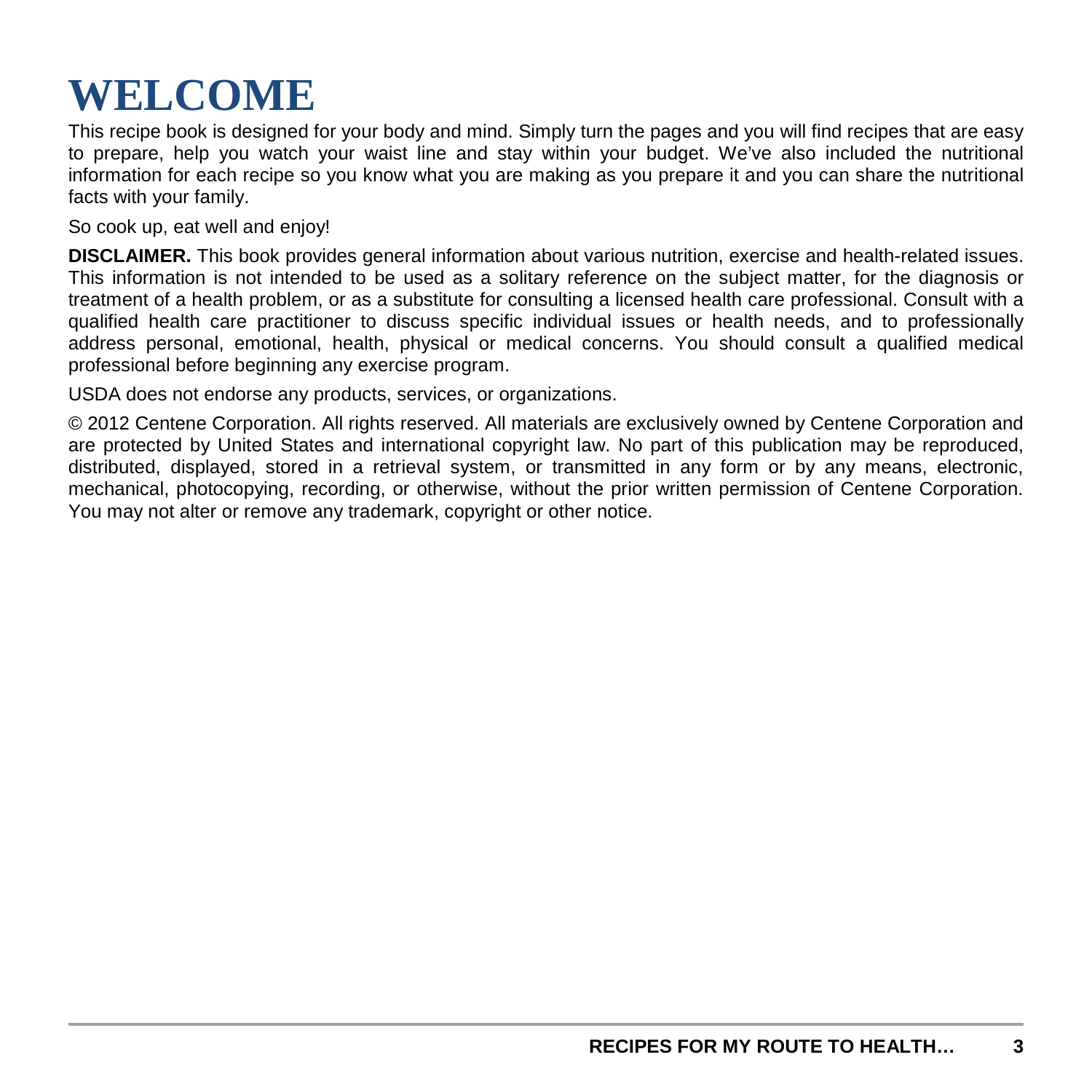# WELCOME

This recipe book is designed for your body and mind. Simply turn the pages and you will find recipes that are easy to prepare, help you watch your waist line and stay within your budget. We've also included the nutritional information for each recipe so you know what you are making as you prepare it and you can share the nutritional facts with your family.

So cook up, eat well and enjoy!

**DISCLAIMER.** This book provides general information about various nutrition, exercise and health-related issues. This information is not intended to be used as a solitary reference on the subject matter, for the diagnosis or treatment of a health problem, or as a substitute for consulting a licensed health care professional. Consult with a qualified health care practitioner to discuss specific individual issues or health needs, and to professionally address personal, emotional, health, physical or medical concerns. You should consult a qualified medical professional before beginning any exercise program.

USDA does not endorse any products, services, or organizations.

© 2012 Centene Corporation. All rights reserved. All materials are exclusively owned by Centene Corporation and are protected by United States and international copyright law. No part of this publication may be reproduced, distributed, displayed, stored in a retrieval system, or transmitted in any form or by any means, electronic, mechanical, photocopying, recording, or otherwise, without the prior written permission of Centene Corporation. You may not alter or remove any trademark, copyright or other notice.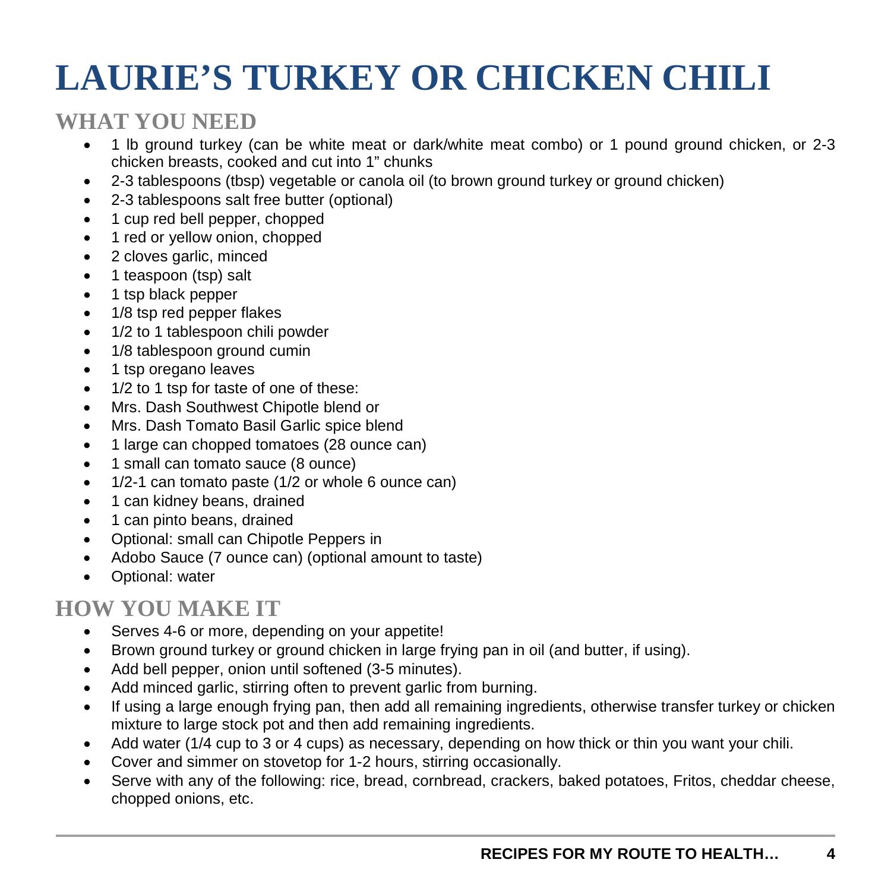# LAURIE'S TURKEY OR CHICKEN CHILI

## WHAT YOU NEED

- 1 lb ground turkey (can be white meat or dark/white meat combo) or 1 pound ground chicken, or 2-3 chicken breasts, cooked and cut into 1" chunks
- 2-3 tablespoons (tbsp) vegetable or canola oil (to brown ground turkey or ground chicken)
- 2-3 tablespoons salt free butter (optional)
- 1 cup red bell pepper, chopped
- 1 red or yellow onion, chopped
- 2 cloves garlic, minced
- 1 teaspoon (tsp) salt
- 1 tsp black pepper
- 1/8 tsp red pepper flakes
- 1/2 to 1 tablespoon chili powder
- 1/8 tablespoon ground cumin
- 1 tsp oregano leaves
- 1/2 to 1 tsp for taste of one of these:
- Mrs. Dash Southwest Chipotle blend or
- Mrs. Dash Tomato Basil Garlic spice blend
- 1 large can chopped tomatoes (28 ounce can)
- 1 small can tomato sauce (8 ounce)
- 1/2-1 can tomato paste (1/2 or whole 6 ounce can)
- 1 can kidney beans, drained
- 1 can pinto beans, drained
- Optional: small can Chipotle Peppers in
- Adobo Sauce (7 ounce can) (optional amount to taste)
- Optional: water

## HOW YOU MAKE IT

- Serves 4-6 or more, depending on your appetite!
- Brown ground turkey or ground chicken in large frying pan in oil (and butter, if using).
- Add bell pepper, onion until softened (3-5 minutes).
- Add minced garlic, stirring often to prevent garlic from burning.
- If using a large enough frying pan, then add all remaining ingredients, otherwise transfer turkey or chicken mixture to large stock pot and then add remaining ingredients.
- Add water (1/4 cup to 3 or 4 cups) as necessary, depending on how thick or thin you want your chili.
- Cover and simmer on stovetop for 1-2 hours, stirring occasionally.
- Serve with any of the following: rice, bread, cornbread, crackers, baked potatoes, Fritos, cheddar cheese, chopped onions, etc.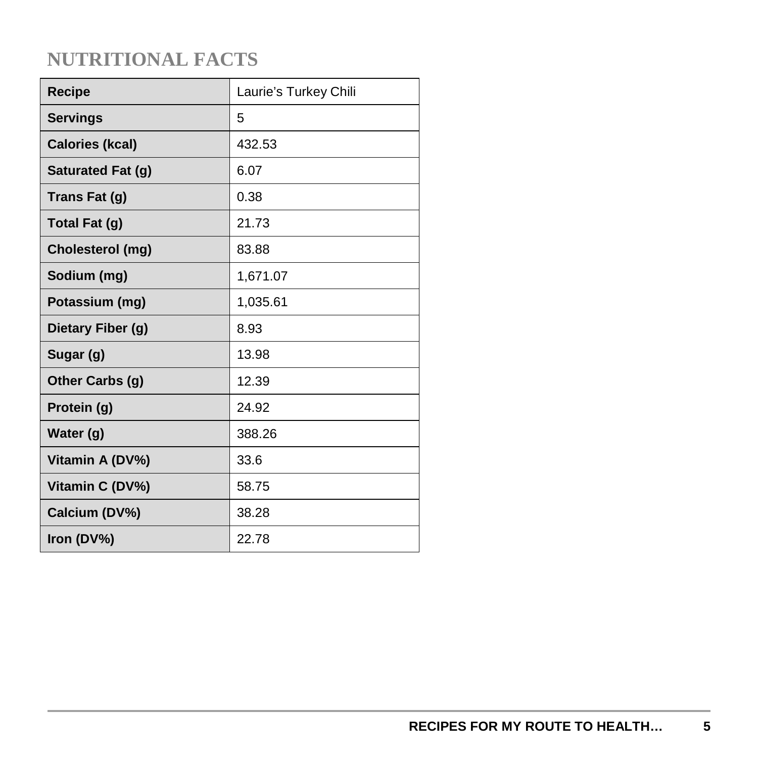## NUTRITIONAL FACTS

| Recipe | Laurie's Turkey Chili |
|---|---|
| Servings | 5 |
| Calories (kcal) | 432.53 |
| Saturated Fat (g) | 6.07 |
| Trans Fat (g) | 0.38 |
| Total Fat (g) | 21.73 |
| Cholesterol (mg) | 83.88 |
| Sodium (mg) | 1,671.07 |
| Potassium (mg) | 1,035.61 |
| Dietary Fiber (g) | 8.93 |
| Sugar (g) | 13.98 |
| Other Carbs (g) | 12.39 |
| Protein (g) | 24.92 |
| Water (g) | 388.26 |
| Vitamin A (DV%) | 33.6 |
| Vitamin C (DV%) | 58.75 |
| Calcium (DV%) | 38.28 |
| Iron (DV%) | 22.78 |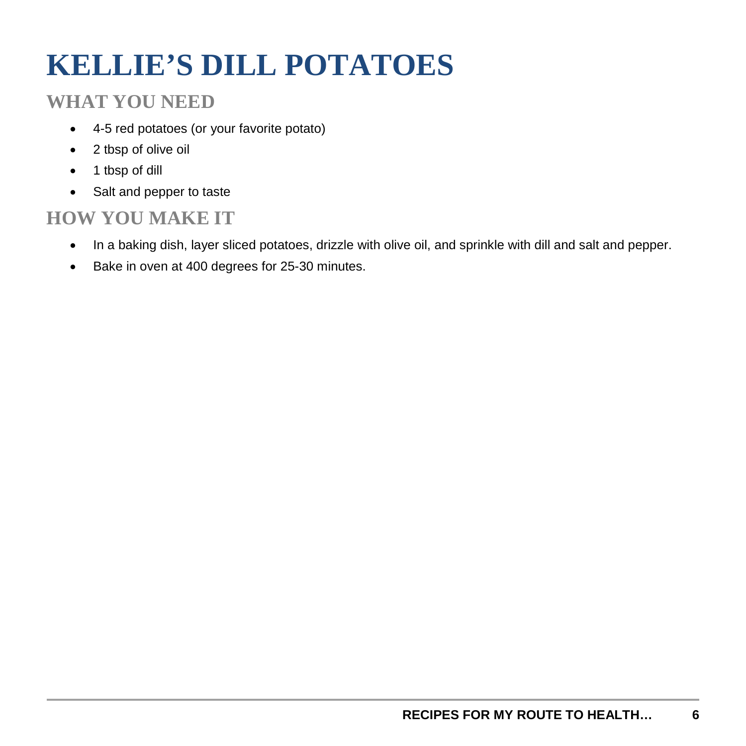# KELLIE'S DILL POTATOES

## WHAT YOU NEED

- 4-5 red potatoes (or your favorite potato)
- 2 tbsp of olive oil
- 1 tbsp of dill
- Salt and pepper to taste

## HOW YOU MAKE IT

- In a baking dish, layer sliced potatoes, drizzle with olive oil, and sprinkle with dill and salt and pepper.
- Bake in oven at 400 degrees for 25-30 minutes.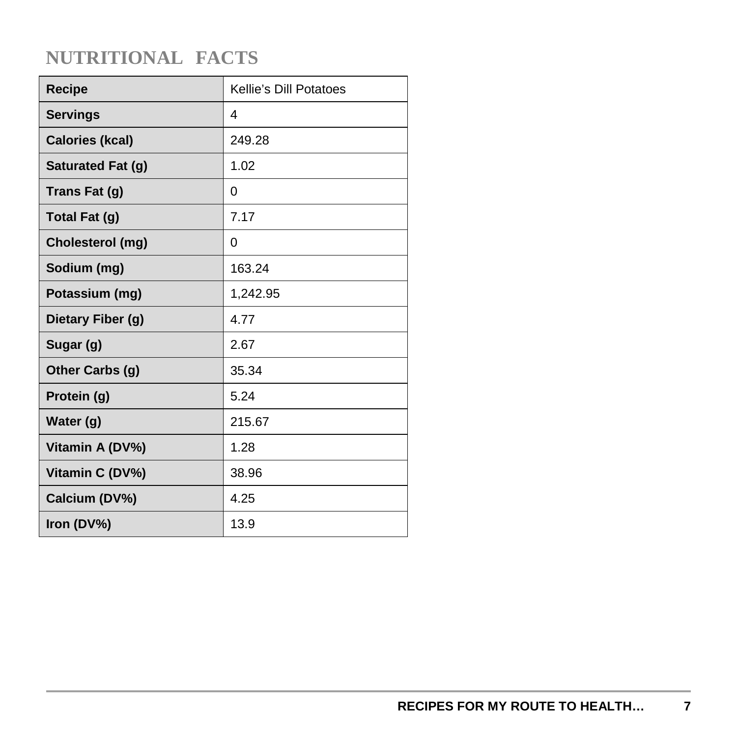## NUTRITIONAL FACTS

| Recipe | Kellie's Dill Potatoes |
|---|---|
| Servings | 4 |
| Calories (kcal) | 249.28 |
| Saturated Fat (g) | 1.02 |
| Trans Fat (g) | 0 |
| Total Fat (g) | 7.17 |
| Cholesterol (mg) | 0 |
| Sodium (mg) | 163.24 |
| Potassium (mg) | 1,242.95 |
| Dietary Fiber (g) | 4.77 |
| Sugar (g) | 2.67 |
| Other Carbs (g) | 35.34 |
| Protein (g) | 5.24 |
| Water (g) | 215.67 |
| Vitamin A (DV%) | 1.28 |
| Vitamin C (DV%) | 38.96 |
| Calcium (DV%) | 4.25 |
| Iron (DV%) | 13.9 |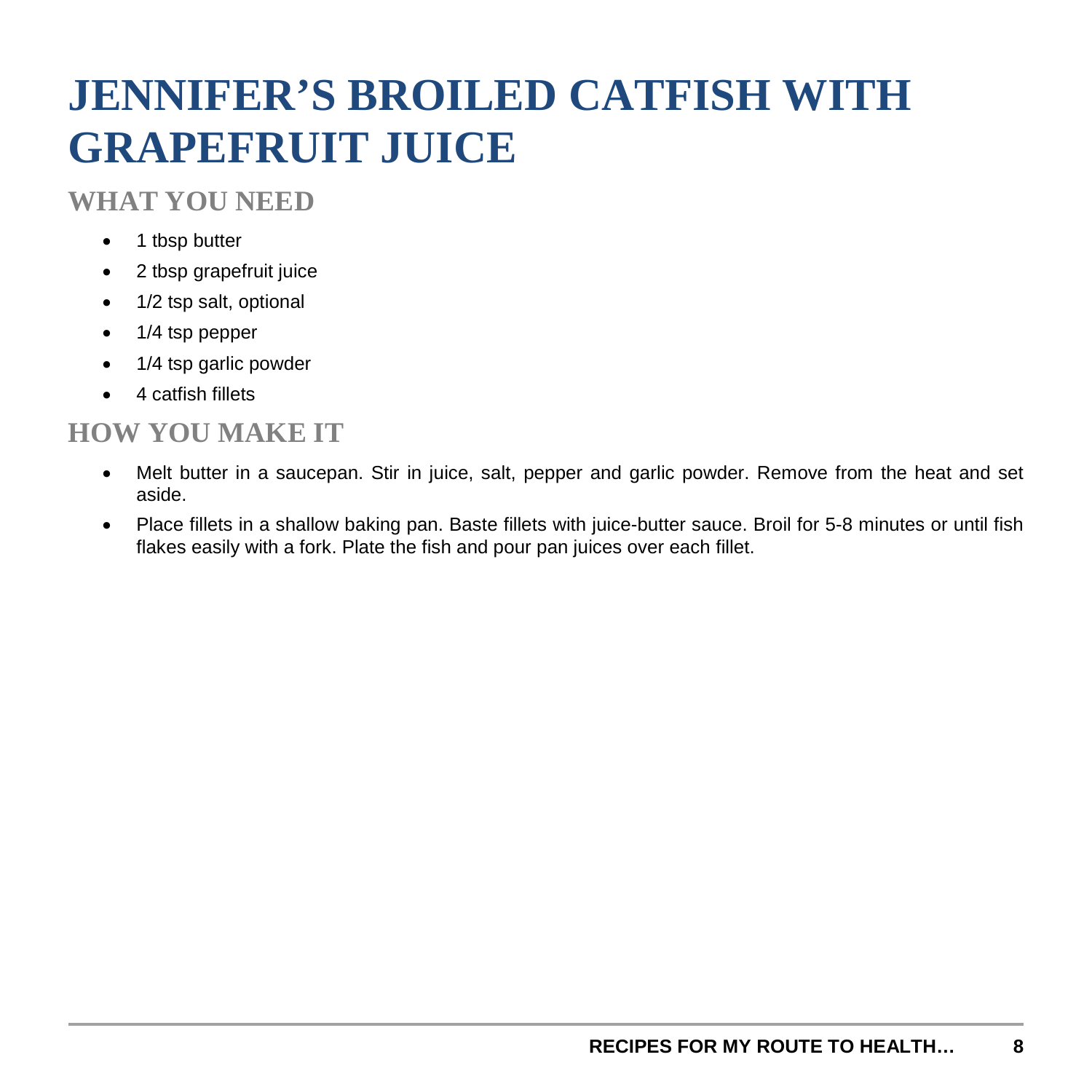# JENNIFER'S BROILED CATFISH WITH GRAPEFRUIT JUICE

## WHAT YOU NEED

- 1 tbsp butter
- 2 tbsp grapefruit juice
- 1/2 tsp salt, optional
- 1/4 tsp pepper
- 1/4 tsp garlic powder
- 4 catfish fillets

## HOW YOU MAKE IT

- Melt butter in a saucepan. Stir in juice, salt, pepper and garlic powder. Remove from the heat and set aside.
- Place fillets in a shallow baking pan. Baste fillets with juice-butter sauce. Broil for 5-8 minutes or until fish flakes easily with a fork. Plate the fish and pour pan juices over each fillet.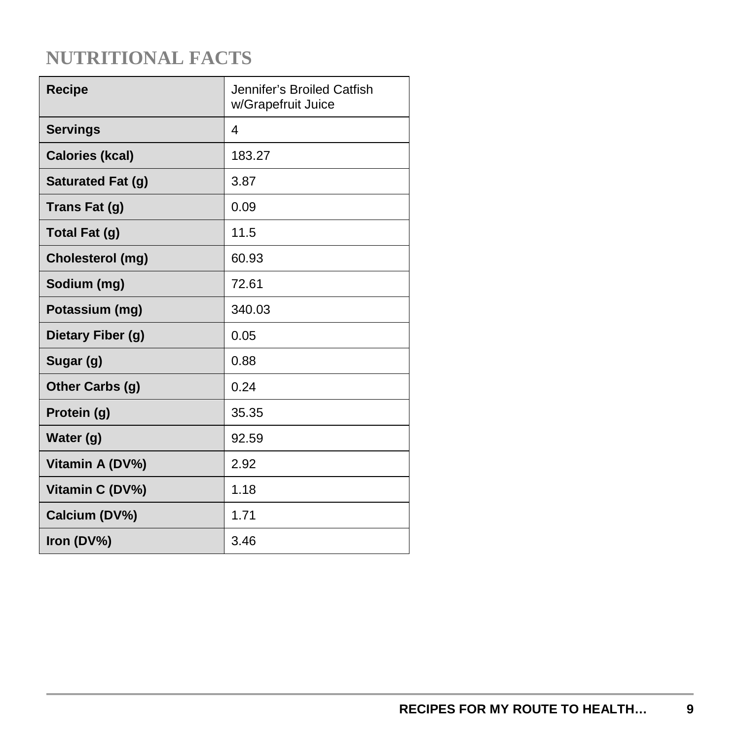## NUTRITIONAL FACTS

| Recipe | Jennifer's Broiled Catfish w/Grapefruit Juice |
|---|---|
| **Servings** | 4 |
| **Calories (kcal)** | 183.27 |
| **Saturated Fat (g)** | 3.87 |
| **Trans Fat (g)** | 0.09 |
| **Total Fat (g)** | 11.5 |
| **Cholesterol (mg)** | 60.93 |
| **Sodium (mg)** | 72.61 |
| **Potassium (mg)** | 340.03 |
| **Dietary Fiber (g)** | 0.05 |
| **Sugar (g)** | 0.88 |
| **Other Carbs (g)** | 0.24 |
| **Protein (g)** | 35.35 |
| **Water (g)** | 92.59 |
| **Vitamin A (DV%)** | 2.92 |
| **Vitamin C (DV%)** | 1.18 |
| **Calcium (DV%)** | 1.71 |
| **Iron (DV%)** | 3.46 |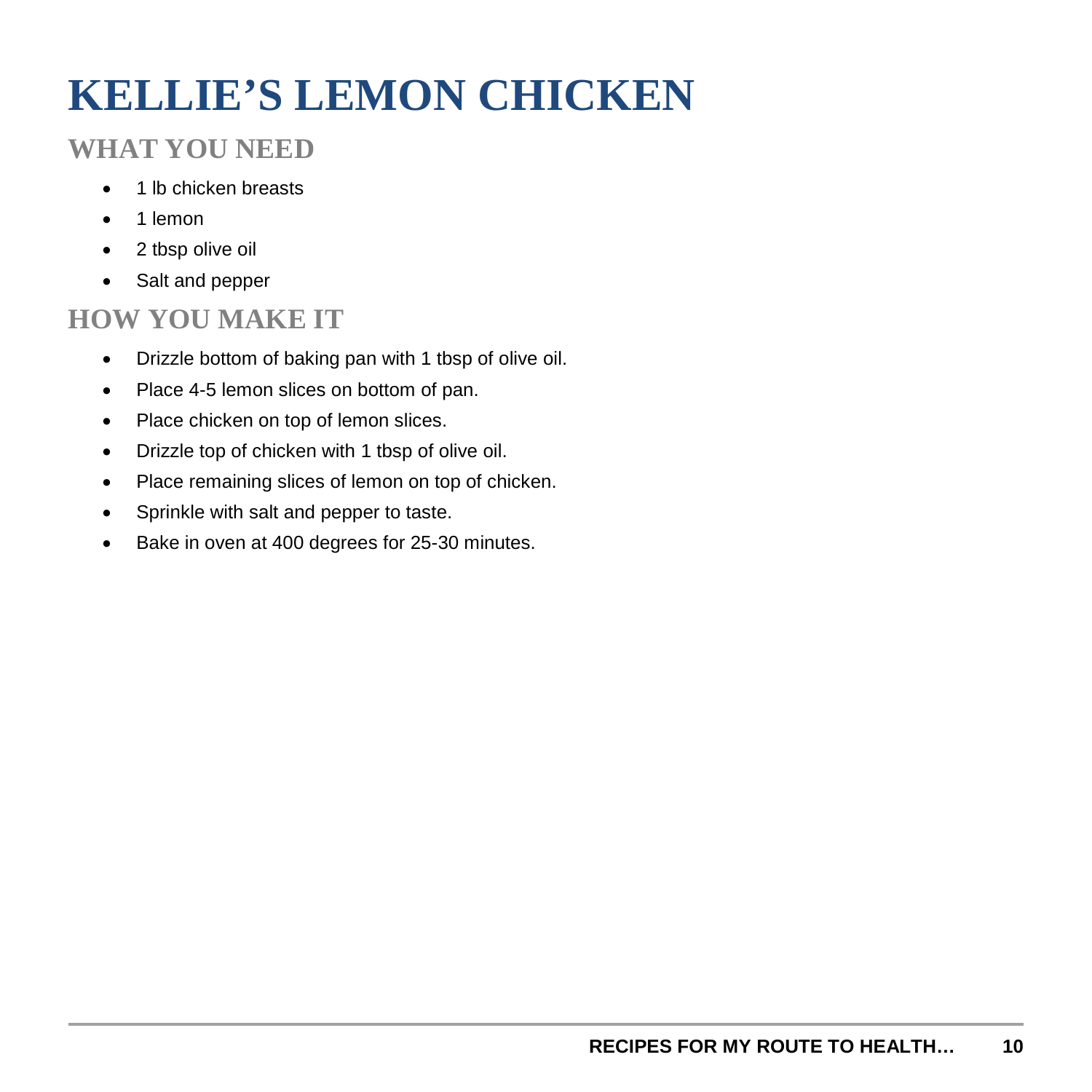# KELLIE'S LEMON CHICKEN

## WHAT YOU NEED

- 1 lb chicken breasts
- 1 lemon
- 2 tbsp olive oil
- Salt and pepper

## HOW YOU MAKE IT

- Drizzle bottom of baking pan with 1 tbsp of olive oil.
- Place 4-5 lemon slices on bottom of pan.
- Place chicken on top of lemon slices.
- Drizzle top of chicken with 1 tbsp of olive oil.
- Place remaining slices of lemon on top of chicken.
- Sprinkle with salt and pepper to taste.
- Bake in oven at 400 degrees for 25-30 minutes.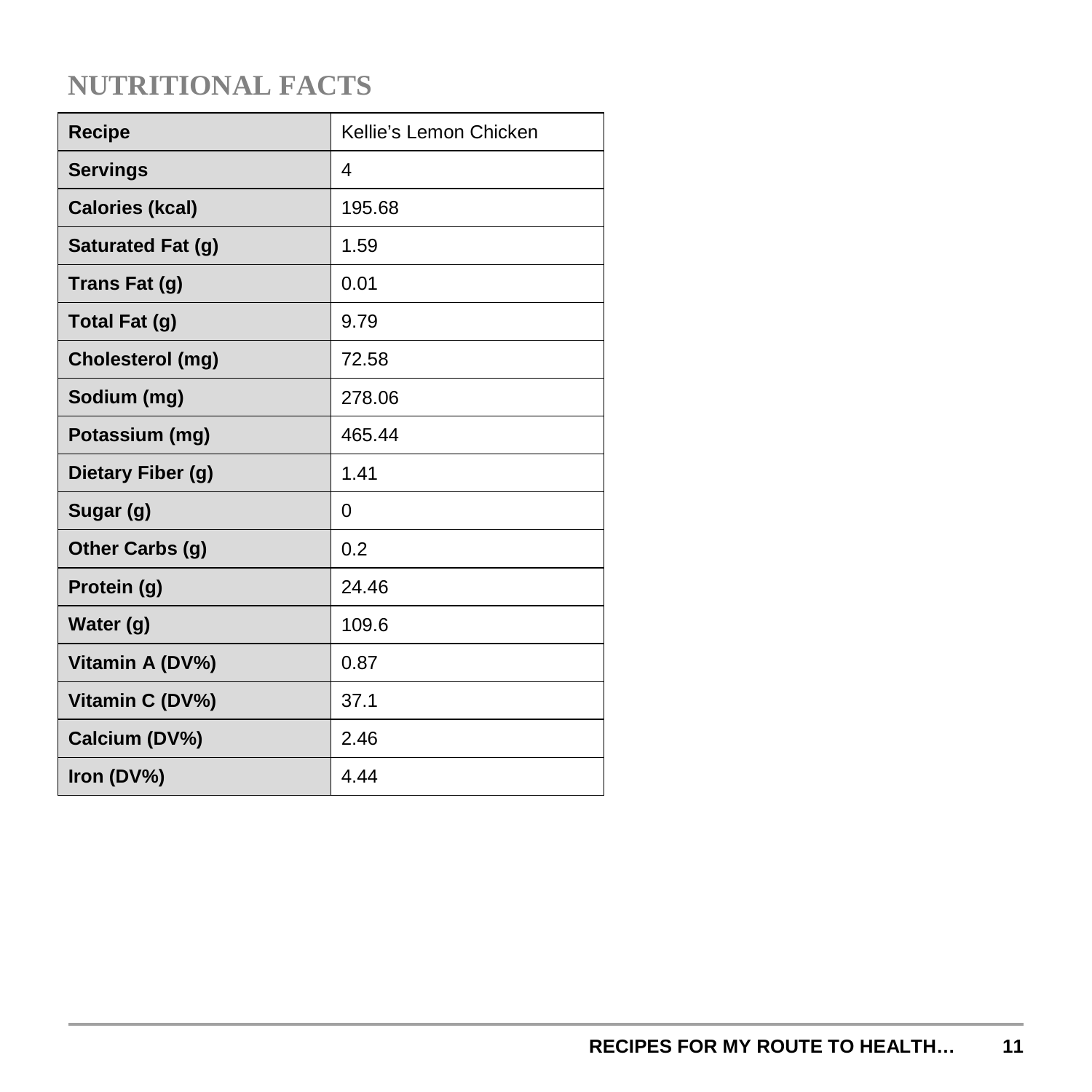## NUTRITIONAL FACTS

| Recipe | Kellie's Lemon Chicken |
|---|---|
| Servings | 4 |
| Calories (kcal) | 195.68 |
| Saturated Fat (g) | 1.59 |
| Trans Fat (g) | 0.01 |
| Total Fat (g) | 9.79 |
| Cholesterol (mg) | 72.58 |
| Sodium (mg) | 278.06 |
| Potassium (mg) | 465.44 |
| Dietary Fiber (g) | 1.41 |
| Sugar (g) | 0 |
| Other Carbs (g) | 0.2 |
| Protein (g) | 24.46 |
| Water (g) | 109.6 |
| Vitamin A (DV%) | 0.87 |
| Vitamin C (DV%) | 37.1 |
| Calcium (DV%) | 2.46 |
| Iron (DV%) | 4.44 |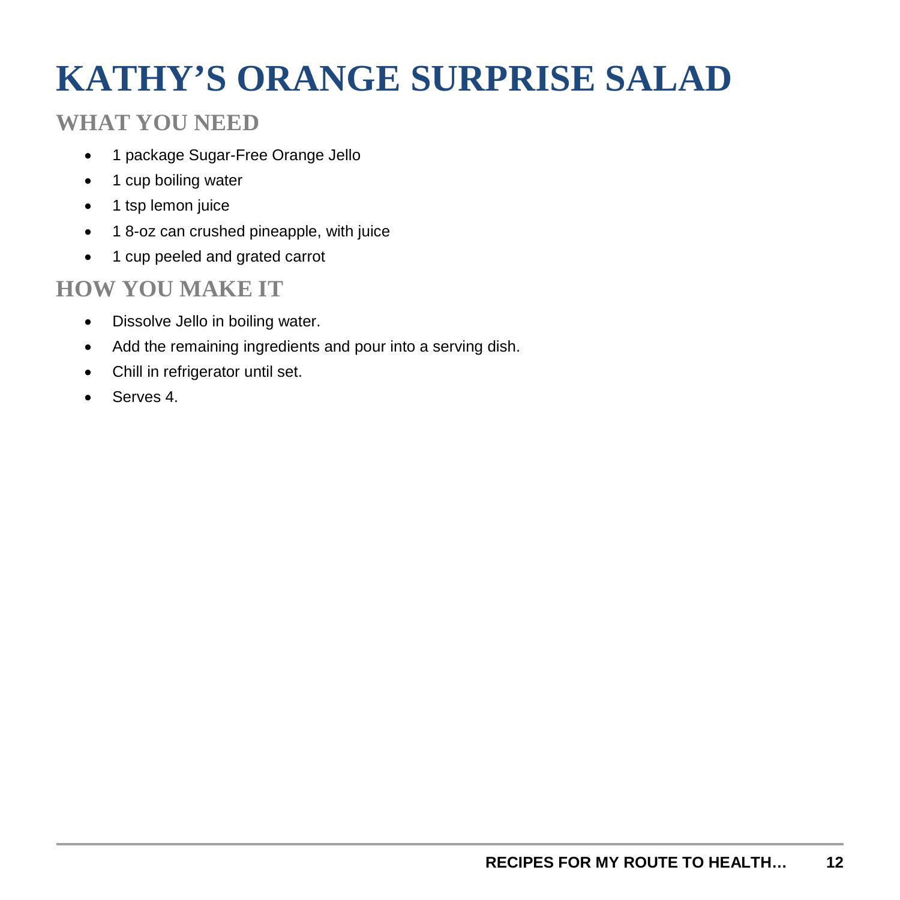# KATHY'S ORANGE SURPRISE SALAD

## WHAT YOU NEED

- 1 package Sugar-Free Orange Jello
- 1 cup boiling water
- 1 tsp lemon juice
- 1 8-oz can crushed pineapple, with juice
- 1 cup peeled and grated carrot

## HOW YOU MAKE IT

- Dissolve Jello in boiling water.
- Add the remaining ingredients and pour into a serving dish.
- Chill in refrigerator until set.
- Serves 4.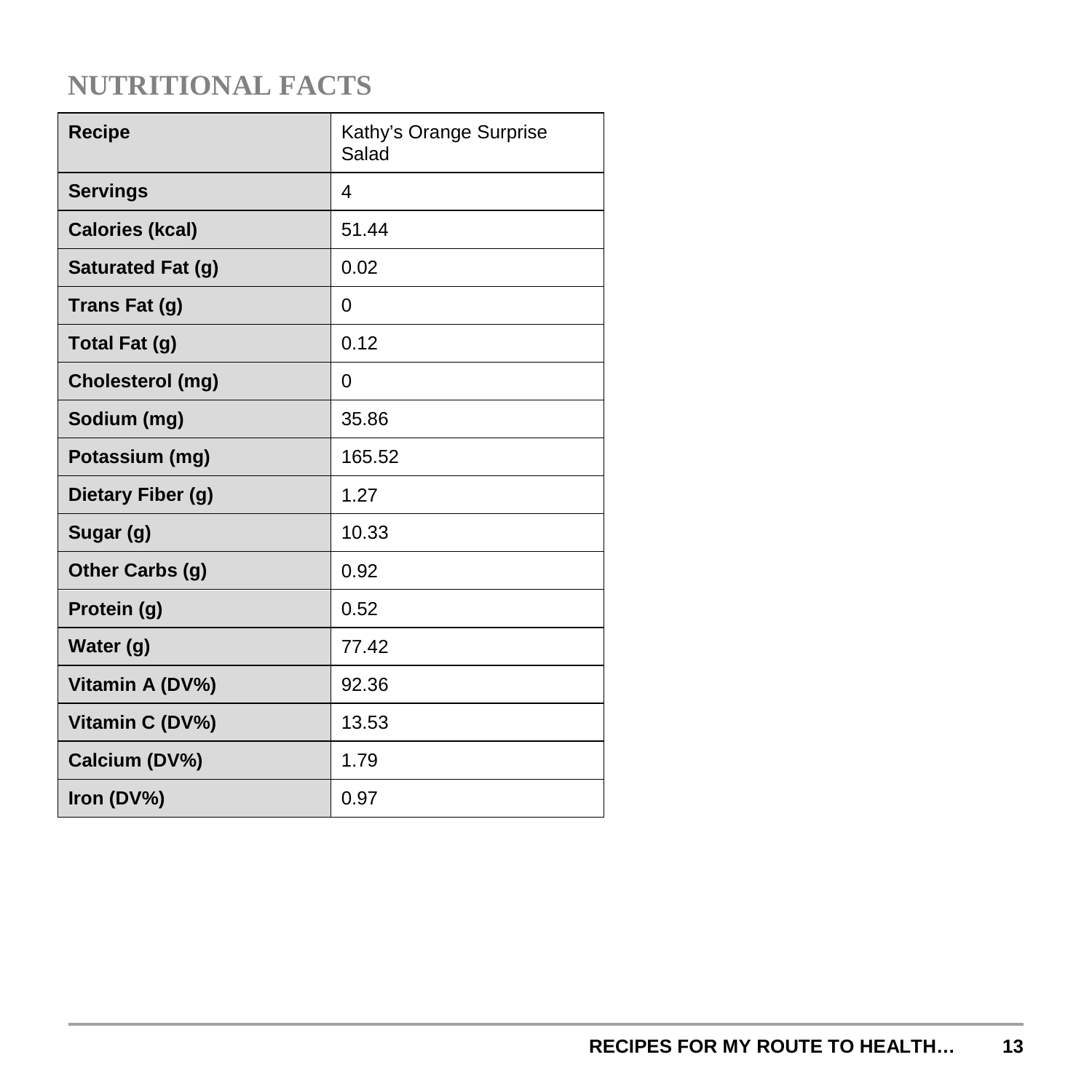## NUTRITIONAL FACTS

| Recipe | Kathy's Orange Surprise Salad |
|---|---|
| Servings | 4 |
| Calories (kcal) | 51.44 |
| Saturated Fat (g) | 0.02 |
| Trans Fat (g) | 0 |
| Total Fat (g) | 0.12 |
| Cholesterol (mg) | 0 |
| Sodium (mg) | 35.86 |
| Potassium (mg) | 165.52 |
| Dietary Fiber (g) | 1.27 |
| Sugar (g) | 10.33 |
| Other Carbs (g) | 0.92 |
| Protein (g) | 0.52 |
| Water (g) | 77.42 |
| Vitamin A (DV%) | 92.36 |
| Vitamin C (DV%) | 13.53 |
| Calcium (DV%) | 1.79 |
| Iron (DV%) | 0.97 |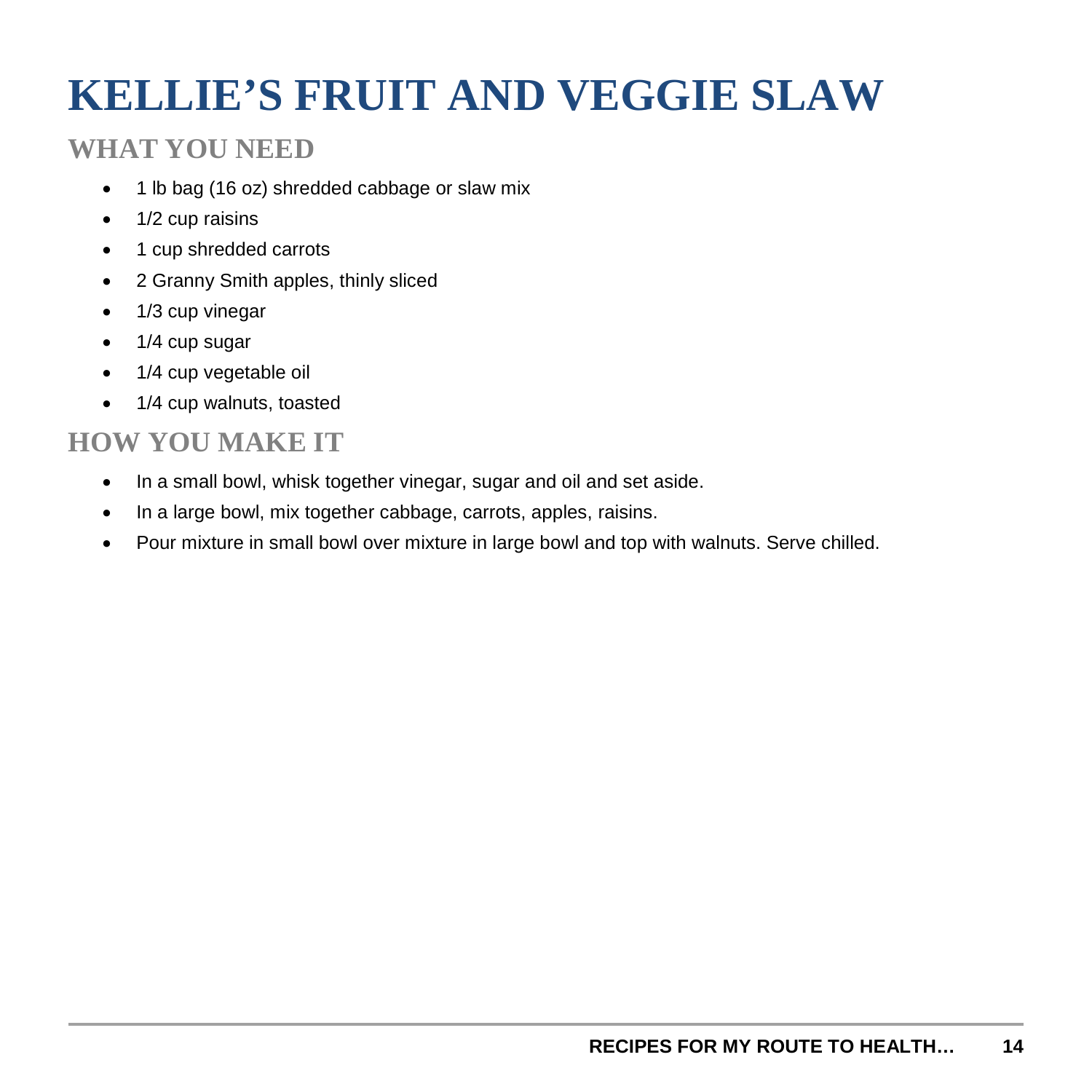# KELLIE'S FRUIT AND VEGGIE SLAW

## WHAT YOU NEED

- 1 lb bag (16 oz) shredded cabbage or slaw mix
- 1/2 cup raisins
- 1 cup shredded carrots
- 2 Granny Smith apples, thinly sliced
- 1/3 cup vinegar
- 1/4 cup sugar
- 1/4 cup vegetable oil
- 1/4 cup walnuts, toasted

## HOW YOU MAKE IT

- In a small bowl, whisk together vinegar, sugar and oil and set aside.
- In a large bowl, mix together cabbage, carrots, apples, raisins.
- Pour mixture in small bowl over mixture in large bowl and top with walnuts. Serve chilled.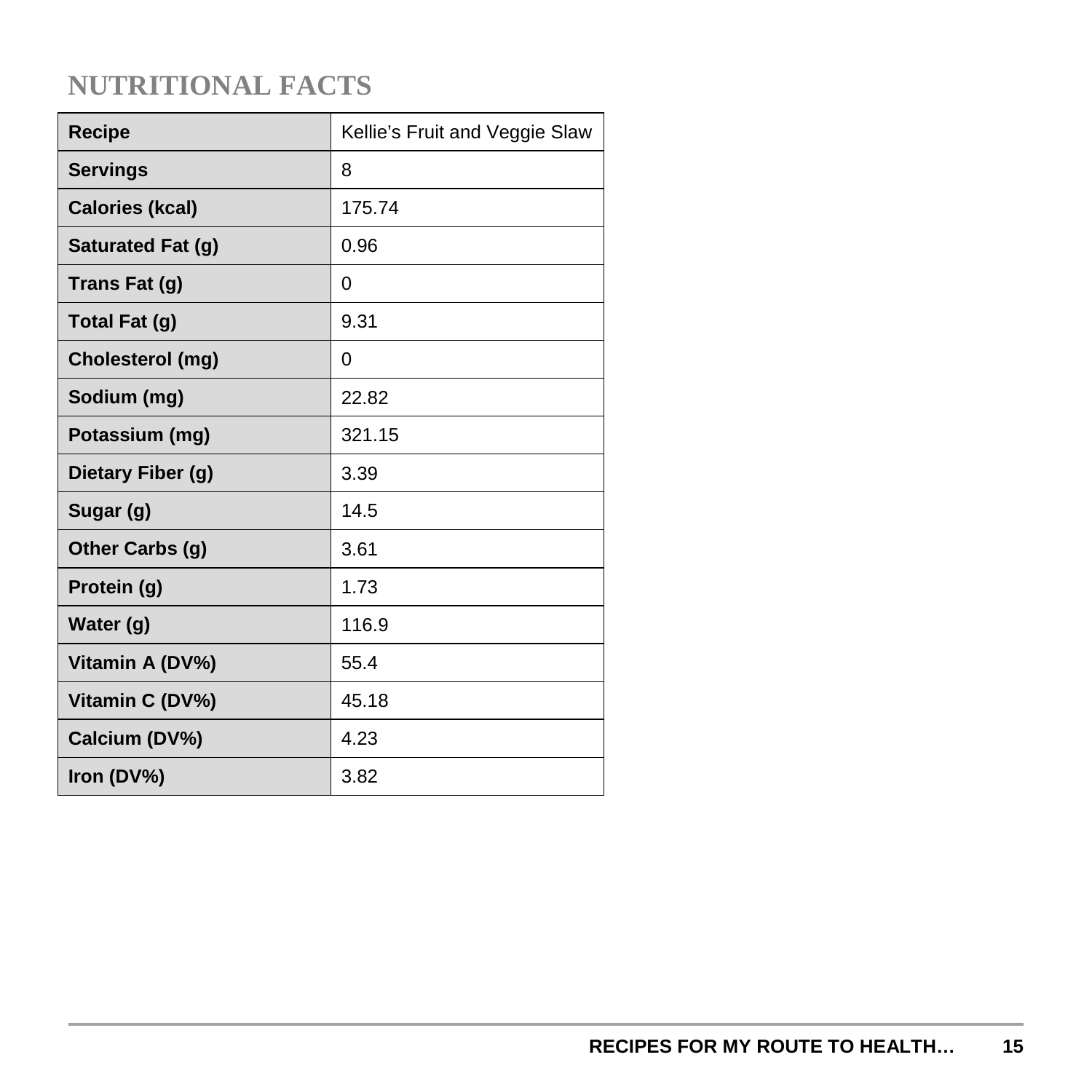## NUTRITIONAL FACTS

| Recipe | Kellie's Fruit and Veggie Slaw |
|---|---|
| Servings | 8 |
| Calories (kcal) | 175.74 |
| Saturated Fat (g) | 0.96 |
| Trans Fat (g) | 0 |
| Total Fat (g) | 9.31 |
| Cholesterol (mg) | 0 |
| Sodium (mg) | 22.82 |
| Potassium (mg) | 321.15 |
| Dietary Fiber (g) | 3.39 |
| Sugar (g) | 14.5 |
| Other Carbs (g) | 3.61 |
| Protein (g) | 1.73 |
| Water (g) | 116.9 |
| Vitamin A (DV%) | 55.4 |
| Vitamin C (DV%) | 45.18 |
| Calcium (DV%) | 4.23 |
| Iron (DV%) | 3.82 |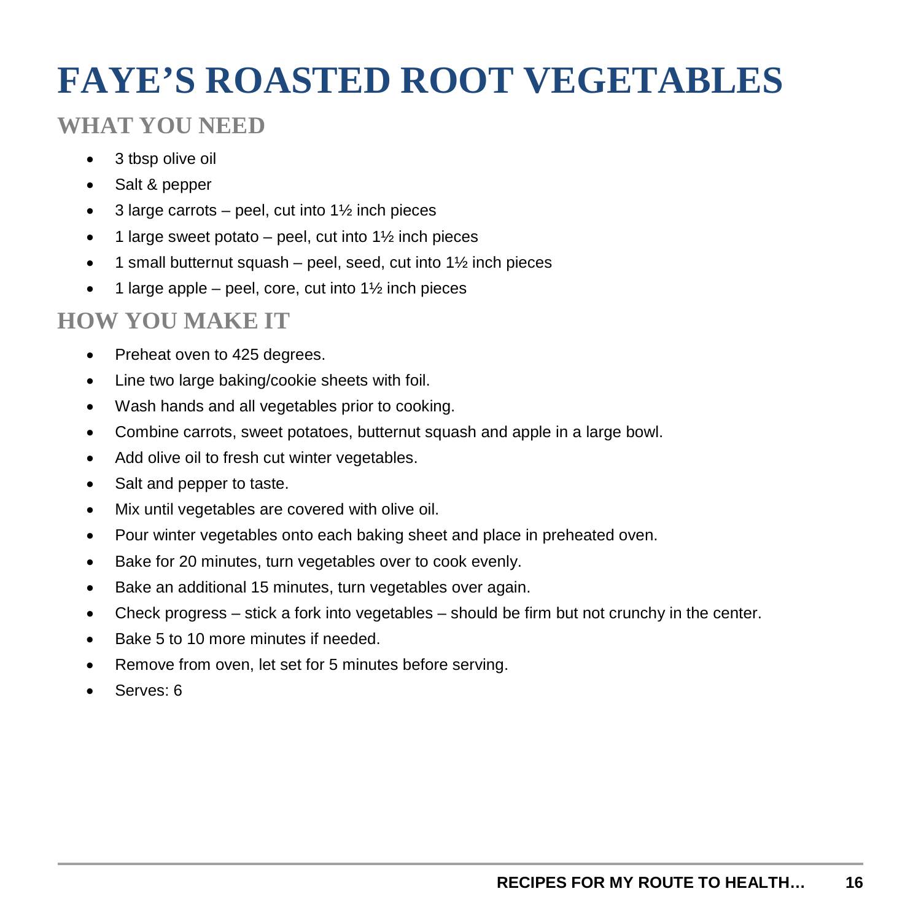# FAYE'S ROASTED ROOT VEGETABLES

## WHAT YOU NEED

- 3 tbsp olive oil
- Salt & pepper
- 3 large carrots – peel, cut into 1½ inch pieces
- 1 large sweet potato – peel, cut into 1½ inch pieces
- 1 small butternut squash – peel, seed, cut into 1½ inch pieces
- 1 large apple – peel, core, cut into 1½ inch pieces

## HOW YOU MAKE IT

- Preheat oven to 425 degrees.
- Line two large baking/cookie sheets with foil.
- Wash hands and all vegetables prior to cooking.
- Combine carrots, sweet potatoes, butternut squash and apple in a large bowl.
- Add olive oil to fresh cut winter vegetables.
- Salt and pepper to taste.
- Mix until vegetables are covered with olive oil.
- Pour winter vegetables onto each baking sheet and place in preheated oven.
- Bake for 20 minutes, turn vegetables over to cook evenly.
- Bake an additional 15 minutes, turn vegetables over again.
- Check progress – stick a fork into vegetables – should be firm but not crunchy in the center.
- Bake 5 to 10 more minutes if needed.
- Remove from oven, let set for 5 minutes before serving.
- Serves: 6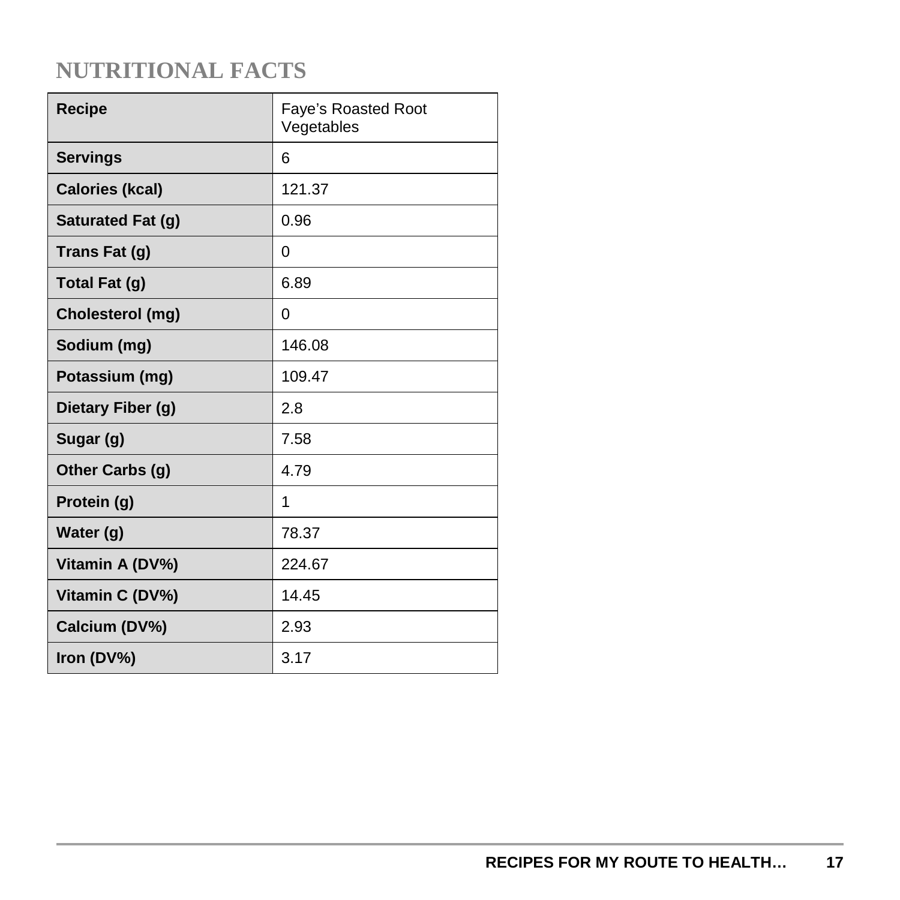## NUTRITIONAL FACTS

| Recipe | Faye's Roasted Root Vegetables |
|---|---|
| Servings | 6 |
| Calories (kcal) | 121.37 |
| Saturated Fat (g) | 0.96 |
| Trans Fat (g) | 0 |
| Total Fat (g) | 6.89 |
| Cholesterol (mg) | 0 |
| Sodium (mg) | 146.08 |
| Potassium (mg) | 109.47 |
| Dietary Fiber (g) | 2.8 |
| Sugar (g) | 7.58 |
| Other Carbs (g) | 4.79 |
| Protein (g) | 1 |
| Water (g) | 78.37 |
| Vitamin A (DV%) | 224.67 |
| Vitamin C (DV%) | 14.45 |
| Calcium (DV%) | 2.93 |
| Iron (DV%) | 3.17 |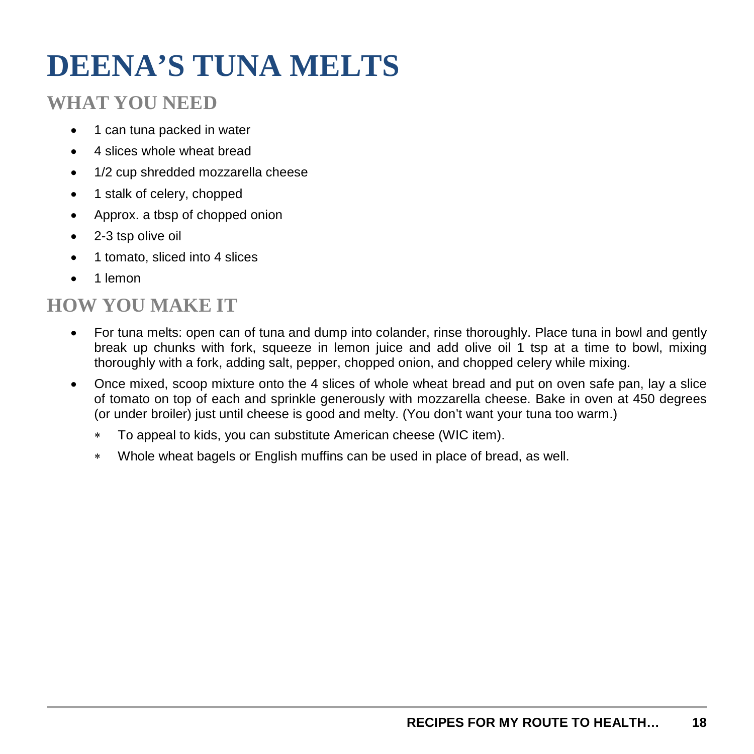# DEENA'S TUNA MELTS

## WHAT YOU NEED

- 1 can tuna packed in water
- 4 slices whole wheat bread
- 1/2 cup shredded mozzarella cheese
- 1 stalk of celery, chopped
- Approx. a tbsp of chopped onion
- 2-3 tsp olive oil
- 1 tomato, sliced into 4 slices
- 1 lemon

## HOW YOU MAKE IT

- For tuna melts: open can of tuna and dump into colander, rinse thoroughly. Place tuna in bowl and gently break up chunks with fork, squeeze in lemon juice and add olive oil 1 tsp at a time to bowl, mixing thoroughly with a fork, adding salt, pepper, chopped onion, and chopped celery while mixing.
- Once mixed, scoop mixture onto the 4 slices of whole wheat bread and put on oven safe pan, lay a slice of tomato on top of each and sprinkle generously with mozzarella cheese. Bake in oven at 450 degrees (or under broiler) just until cheese is good and melty. (You don't want your tuna too warm.)
    - To appeal to kids, you can substitute American cheese (WIC item).
    - Whole wheat bagels or English muffins can be used in place of bread, as well.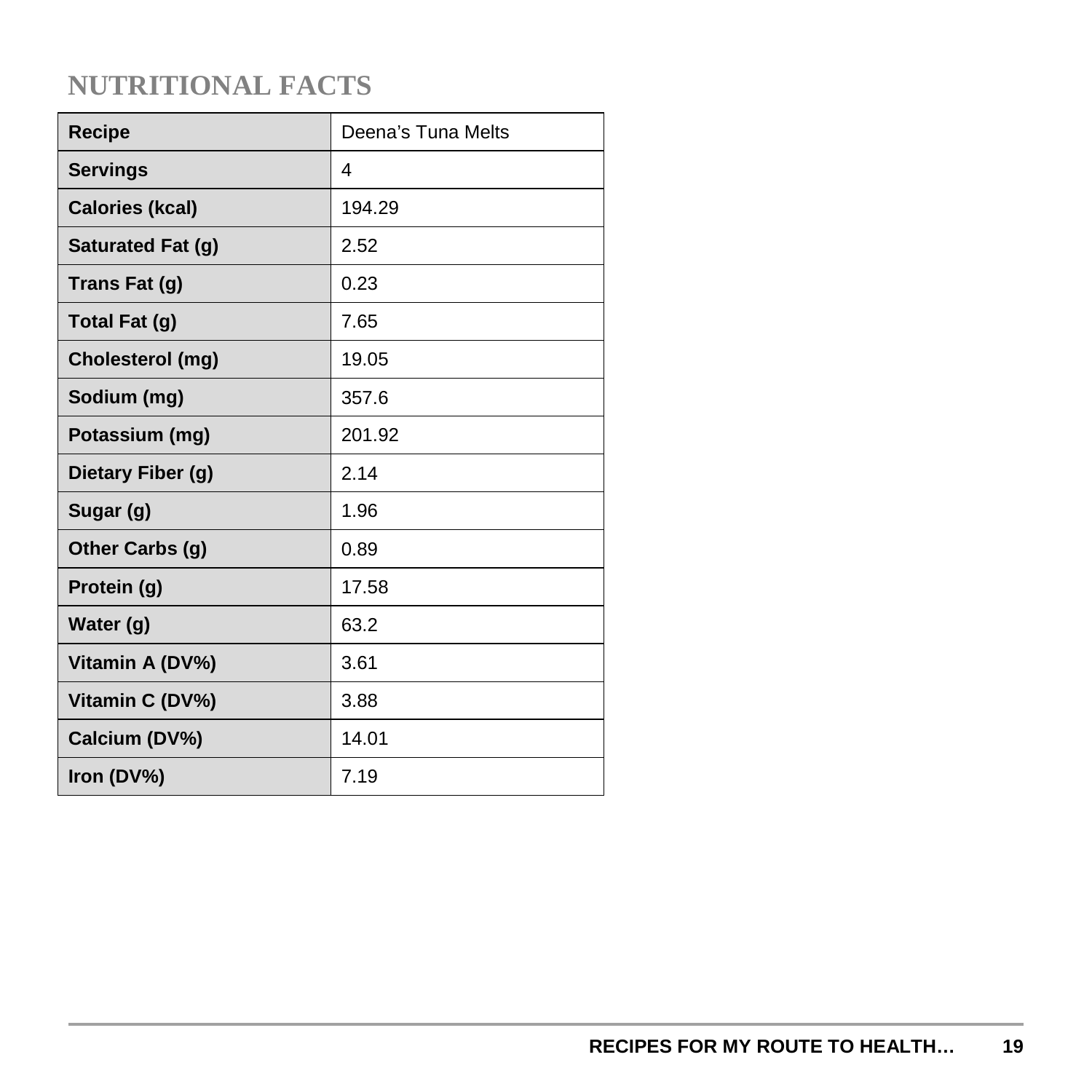# NUTRITIONAL FACTS

| Recipe | Deena's Tuna Melts |
| --- | --- |
| Servings | 4 |
| Calories (kcal) | 194.29 |
| Saturated Fat (g) | 2.52 |
| Trans Fat (g) | 0.23 |
| Total Fat (g) | 7.65 |
| Cholesterol (mg) | 19.05 |
| Sodium (mg) | 357.6 |
| Potassium (mg) | 201.92 |
| Dietary Fiber (g) | 2.14 |
| Sugar (g) | 1.96 |
| Other Carbs (g) | 0.89 |
| Protein (g) | 17.58 |
| Water (g) | 63.2 |
| Vitamin A (DV%) | 3.61 |
| Vitamin C (DV%) | 3.88 |
| Calcium (DV%) | 14.01 |
| Iron (DV%) | 7.19 |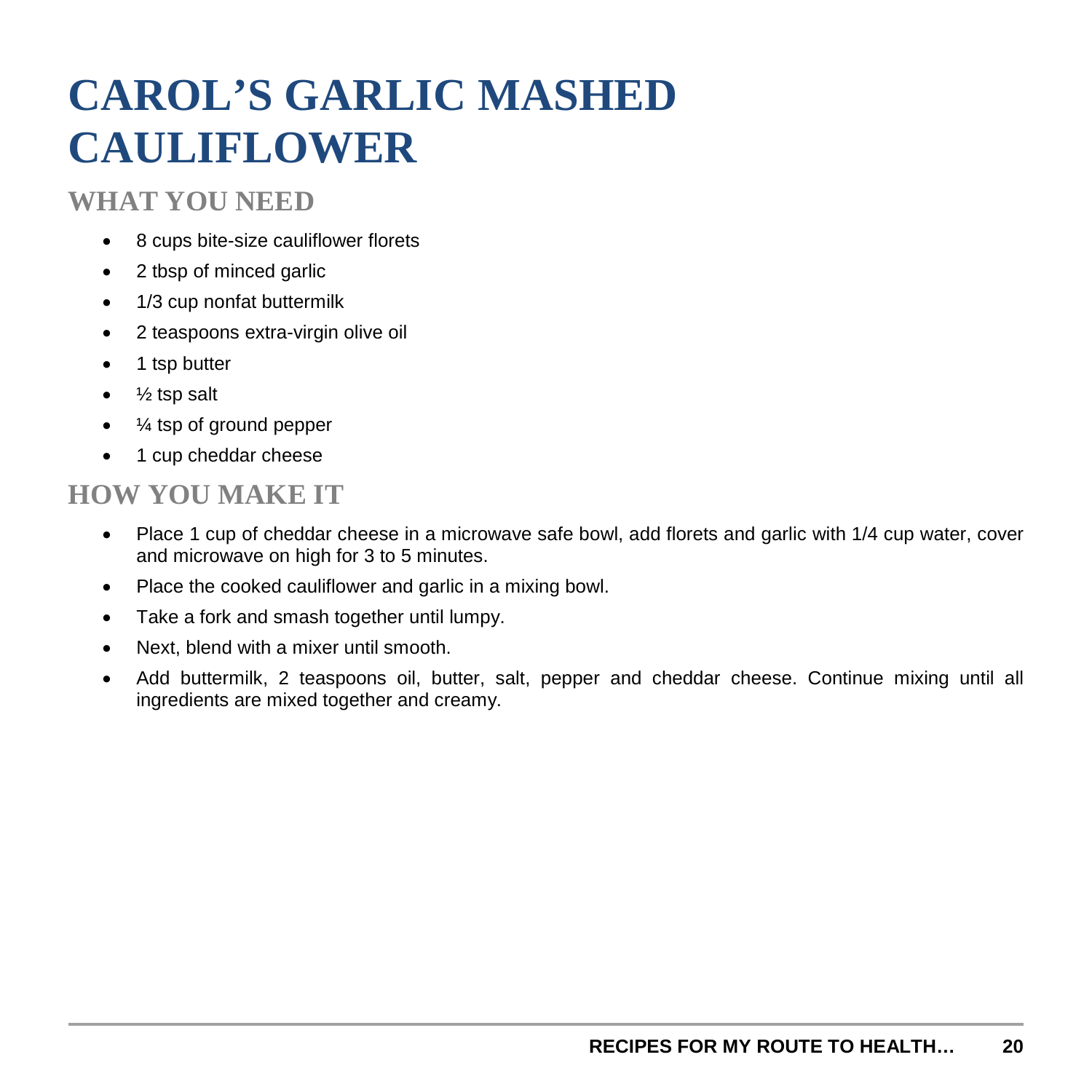# CAROL'S GARLIC MASHED CAULIFLOWER

## WHAT YOU NEED

- 8 cups bite-size cauliflower florets
- 2 tbsp of minced garlic
- 1/3 cup nonfat buttermilk
- 2 teaspoons extra-virgin olive oil
- 1 tsp butter
- ½ tsp salt
- ¼ tsp of ground pepper
- 1 cup cheddar cheese

## HOW YOU MAKE IT

- Place 1 cup of cheddar cheese in a microwave safe bowl, add florets and garlic with 1/4 cup water, cover and microwave on high for 3 to 5 minutes.
- Place the cooked cauliflower and garlic in a mixing bowl.
- Take a fork and smash together until lumpy.
- Next, blend with a mixer until smooth.
- Add buttermilk, 2 teaspoons oil, butter, salt, pepper and cheddar cheese. Continue mixing until all ingredients are mixed together and creamy.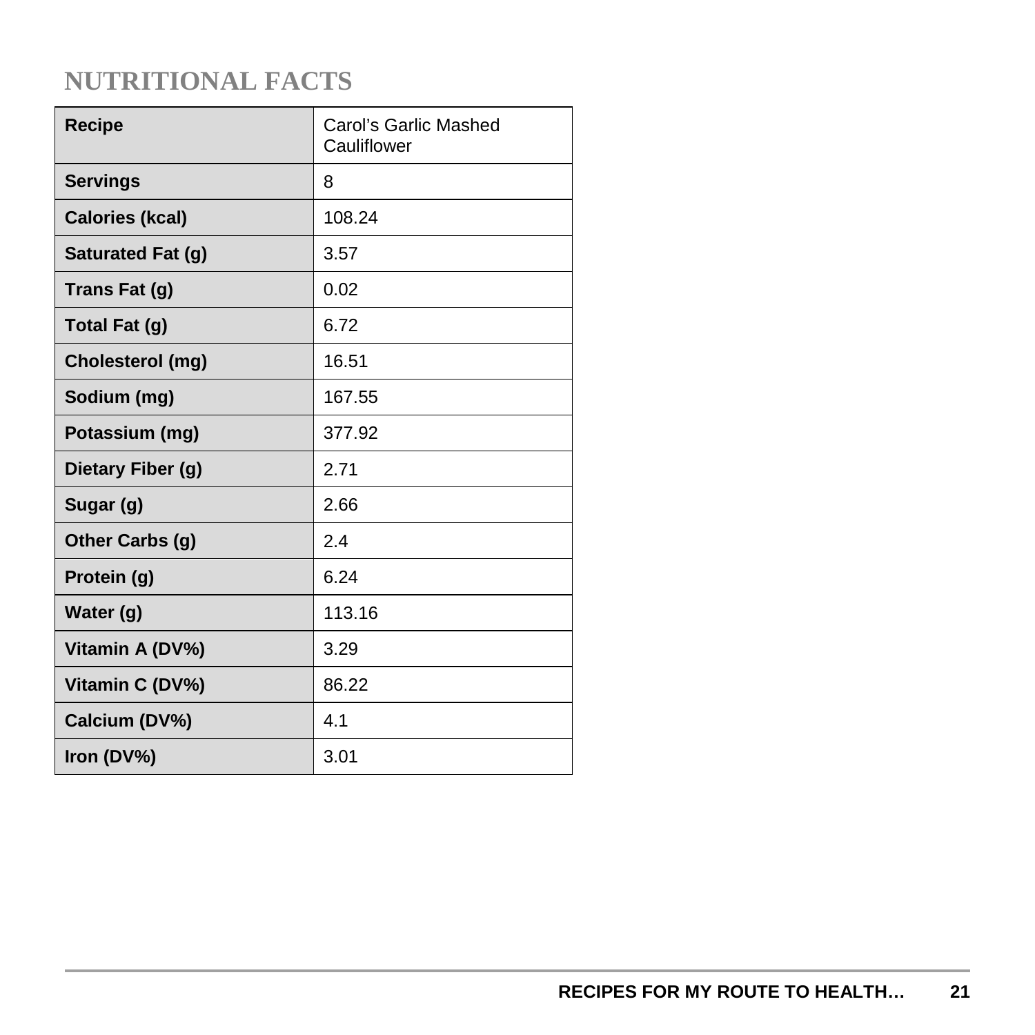## NUTRITIONAL FACTS

| Recipe | Carol's Garlic Mashed Cauliflower |
|---|---|
| **Servings** | 8 |
| **Calories (kcal)** | 108.24 |
| **Saturated Fat (g)** | 3.57 |
| **Trans Fat (g)** | 0.02 |
| **Total Fat (g)** | 6.72 |
| **Cholesterol (mg)** | 16.51 |
| **Sodium (mg)** | 167.55 |
| **Potassium (mg)** | 377.92 |
| **Dietary Fiber (g)** | 2.71 |
| **Sugar (g)** | 2.66 |
| **Other Carbs (g)** | 2.4 |
| **Protein (g)** | 6.24 |
| **Water (g)** | 113.16 |
| **Vitamin A (DV%)** | 3.29 |
| **Vitamin C (DV%)** | 86.22 |
| **Calcium (DV%)** | 4.1 |
| **Iron (DV%)** | 3.01 |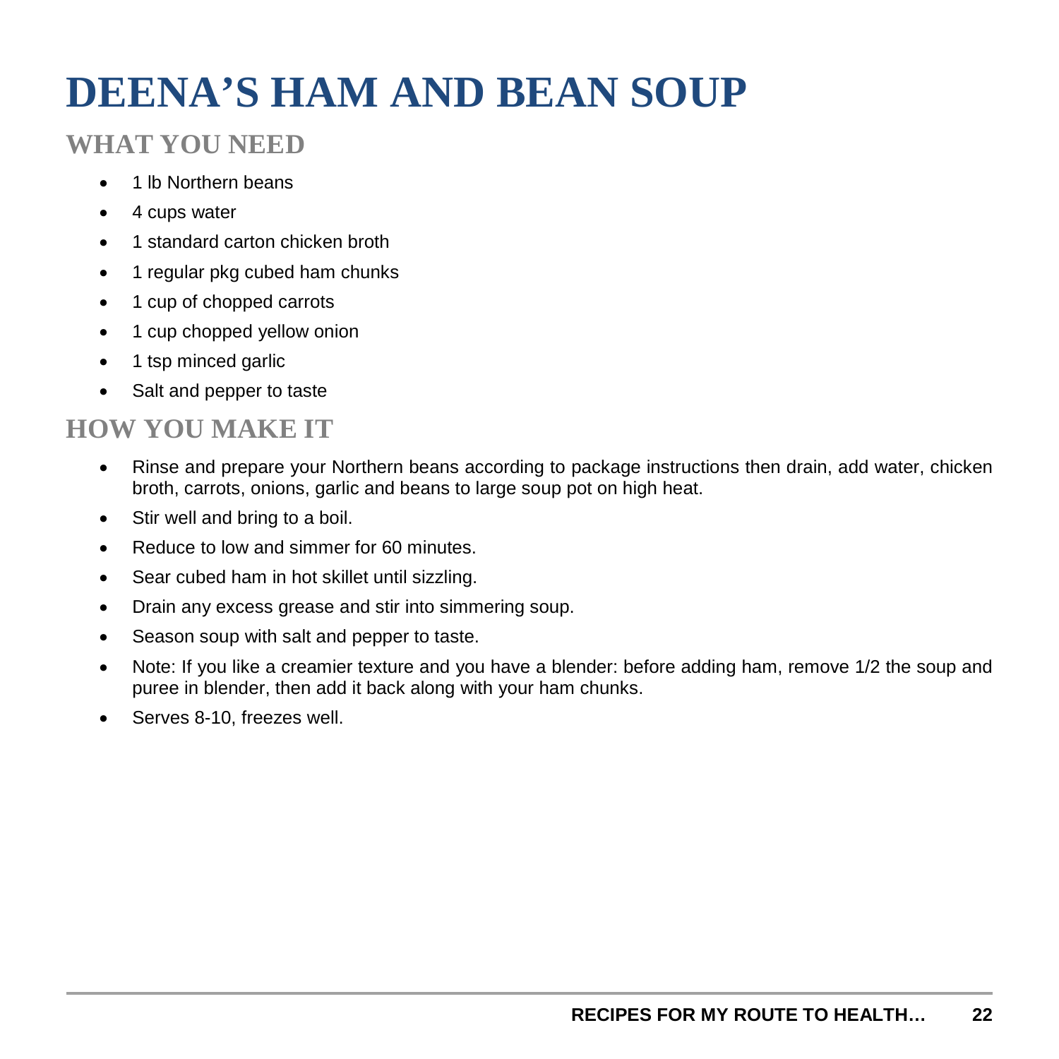# DEENA'S HAM AND BEAN SOUP

## WHAT YOU NEED

- 1 lb Northern beans
- 4 cups water
- 1 standard carton chicken broth
- 1 regular pkg cubed ham chunks
- 1 cup of chopped carrots
- 1 cup chopped yellow onion
- 1 tsp minced garlic
- Salt and pepper to taste

## HOW YOU MAKE IT

- Rinse and prepare your Northern beans according to package instructions then drain, add water, chicken broth, carrots, onions, garlic and beans to large soup pot on high heat.
- Stir well and bring to a boil.
- Reduce to low and simmer for 60 minutes.
- Sear cubed ham in hot skillet until sizzling.
- Drain any excess grease and stir into simmering soup.
- Season soup with salt and pepper to taste.
- Note: If you like a creamier texture and you have a blender: before adding ham, remove 1/2 the soup and puree in blender, then add it back along with your ham chunks.
- Serves 8-10, freezes well.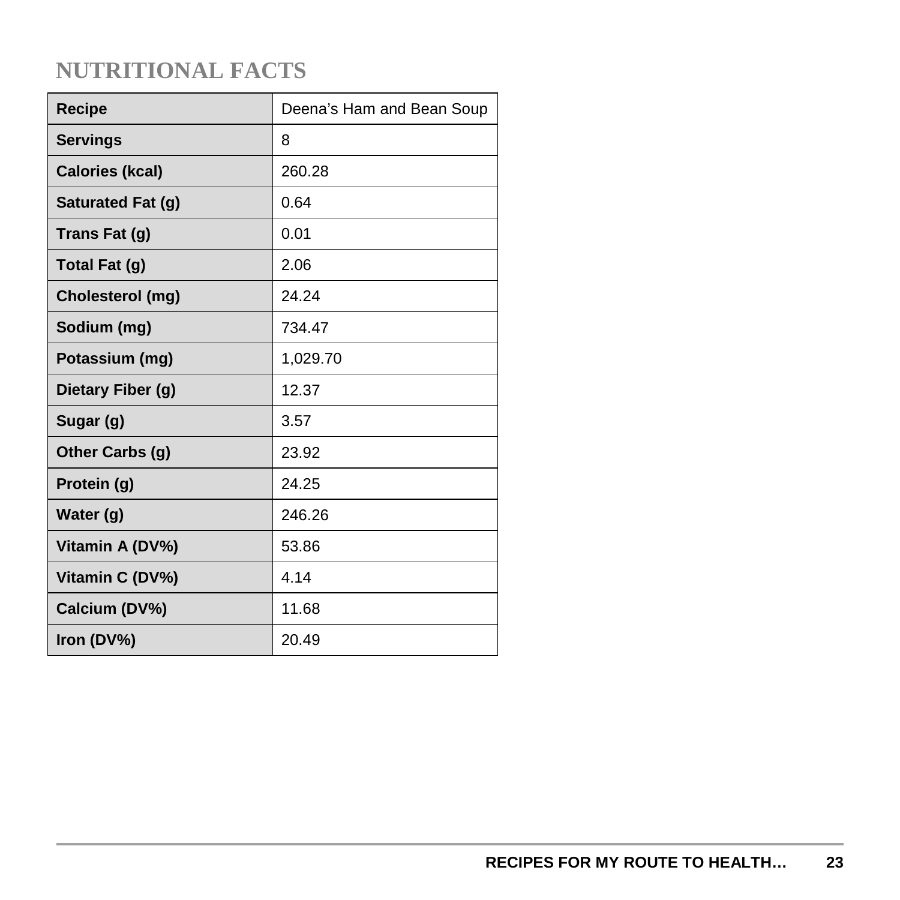## NUTRITIONAL FACTS

| Recipe | Deena's Ham and Bean Soup |
|---|---|
| Servings | 8 |
| Calories (kcal) | 260.28 |
| Saturated Fat (g) | 0.64 |
| Trans Fat (g) | 0.01 |
| Total Fat (g) | 2.06 |
| Cholesterol (mg) | 24.24 |
| Sodium (mg) | 734.47 |
| Potassium (mg) | 1,029.70 |
| Dietary Fiber (g) | 12.37 |
| Sugar (g) | 3.57 |
| Other Carbs (g) | 23.92 |
| Protein (g) | 24.25 |
| Water (g) | 246.26 |
| Vitamin A (DV%) | 53.86 |
| Vitamin C (DV%) | 4.14 |
| Calcium (DV%) | 11.68 |
| Iron (DV%) | 20.49 |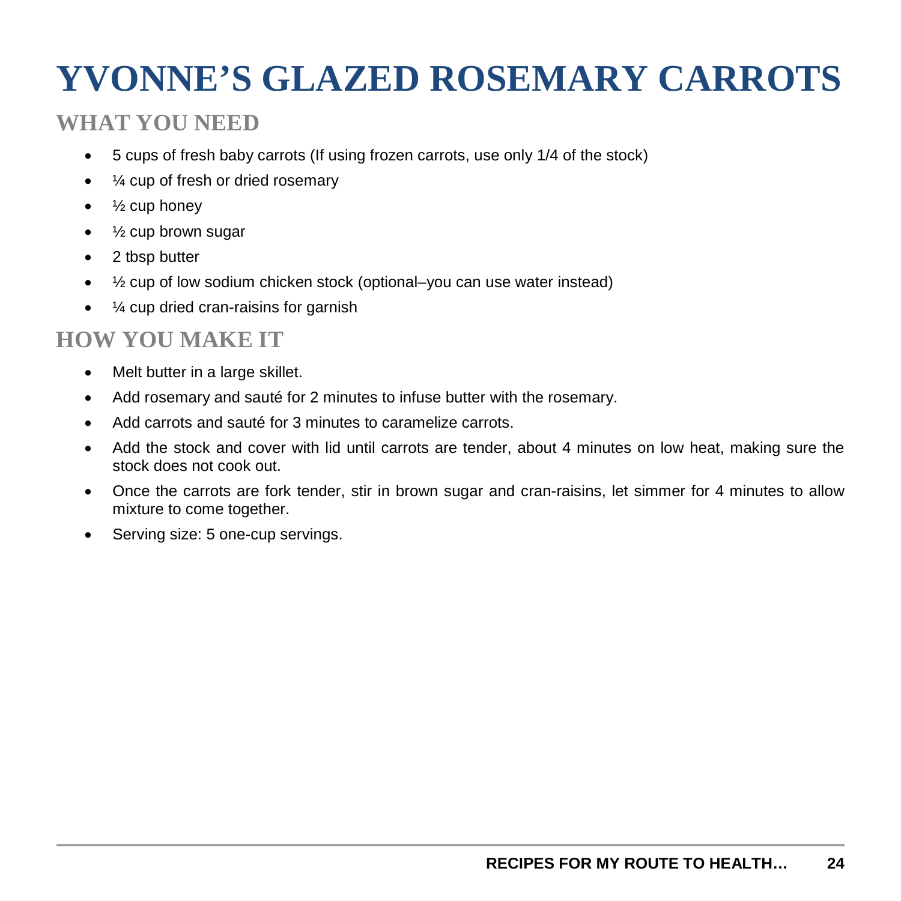# YVONNE'S GLAZED ROSEMARY CARROTS

## WHAT YOU NEED

- 5 cups of fresh baby carrots (If using frozen carrots, use only 1/4 of the stock)
- ¼ cup of fresh or dried rosemary
- ½ cup honey
- ½ cup brown sugar
- 2 tbsp butter
- ½ cup of low sodium chicken stock (optional–you can use water instead)
- ¼ cup dried cran-raisins for garnish

## HOW YOU MAKE IT

- Melt butter in a large skillet.
- Add rosemary and sauté for 2 minutes to infuse butter with the rosemary.
- Add carrots and sauté for 3 minutes to caramelize carrots.
- Add the stock and cover with lid until carrots are tender, about 4 minutes on low heat, making sure the stock does not cook out.
- Once the carrots are fork tender, stir in brown sugar and cran-raisins, let simmer for 4 minutes to allow mixture to come together.
- Serving size: 5 one-cup servings.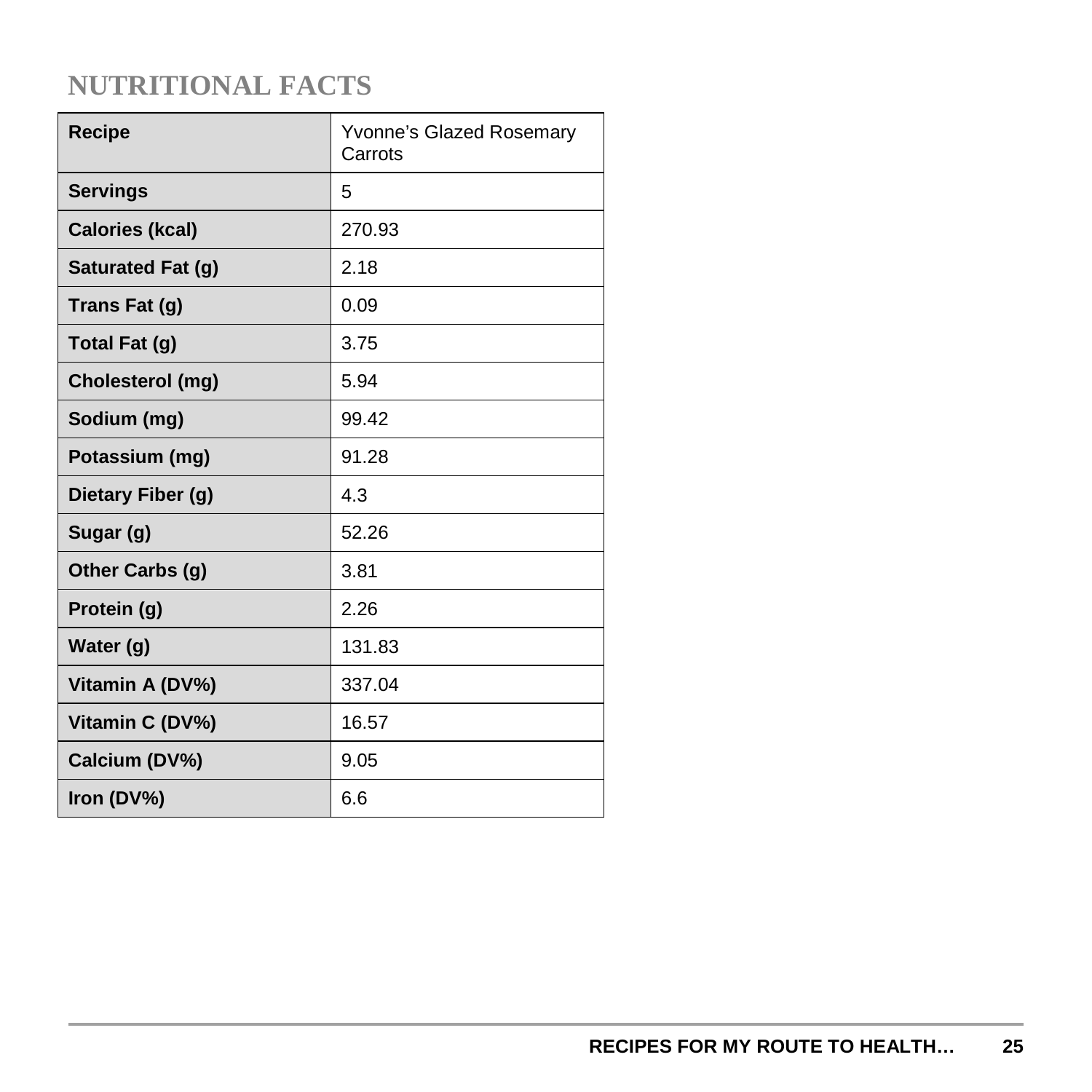## NUTRITIONAL FACTS

| Recipe | Yvonne's Glazed Rosemary Carrots |
|---|---|
| Servings | 5 |
| Calories (kcal) | 270.93 |
| Saturated Fat (g) | 2.18 |
| Trans Fat (g) | 0.09 |
| Total Fat (g) | 3.75 |
| Cholesterol (mg) | 5.94 |
| Sodium (mg) | 99.42 |
| Potassium (mg) | 91.28 |
| Dietary Fiber (g) | 4.3 |
| Sugar (g) | 52.26 |
| Other Carbs (g) | 3.81 |
| Protein (g) | 2.26 |
| Water (g) | 131.83 |
| Vitamin A (DV%) | 337.04 |
| Vitamin C (DV%) | 16.57 |
| Calcium (DV%) | 9.05 |
| Iron (DV%) | 6.6 |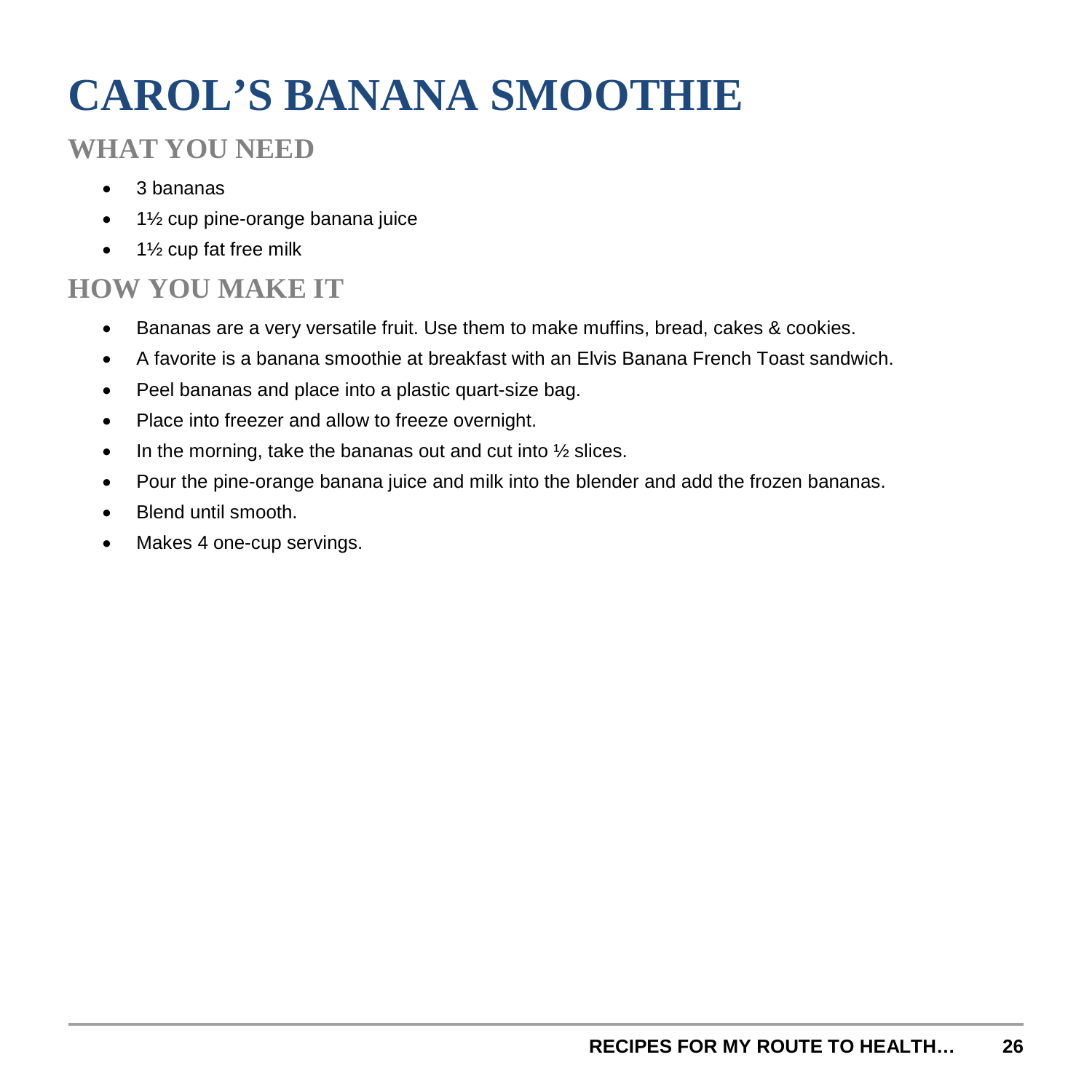# CAROL'S BANANA SMOOTHIE

## WHAT YOU NEED

- 3 bananas
- 1½ cup pine-orange banana juice
- 1½ cup fat free milk

## HOW YOU MAKE IT

- Bananas are a very versatile fruit. Use them to make muffins, bread, cakes & cookies.
- A favorite is a banana smoothie at breakfast with an Elvis Banana French Toast sandwich.
- Peel bananas and place into a plastic quart-size bag.
- Place into freezer and allow to freeze overnight.
- In the morning, take the bananas out and cut into ½ slices.
- Pour the pine-orange banana juice and milk into the blender and add the frozen bananas.
- Blend until smooth.
- Makes 4 one-cup servings.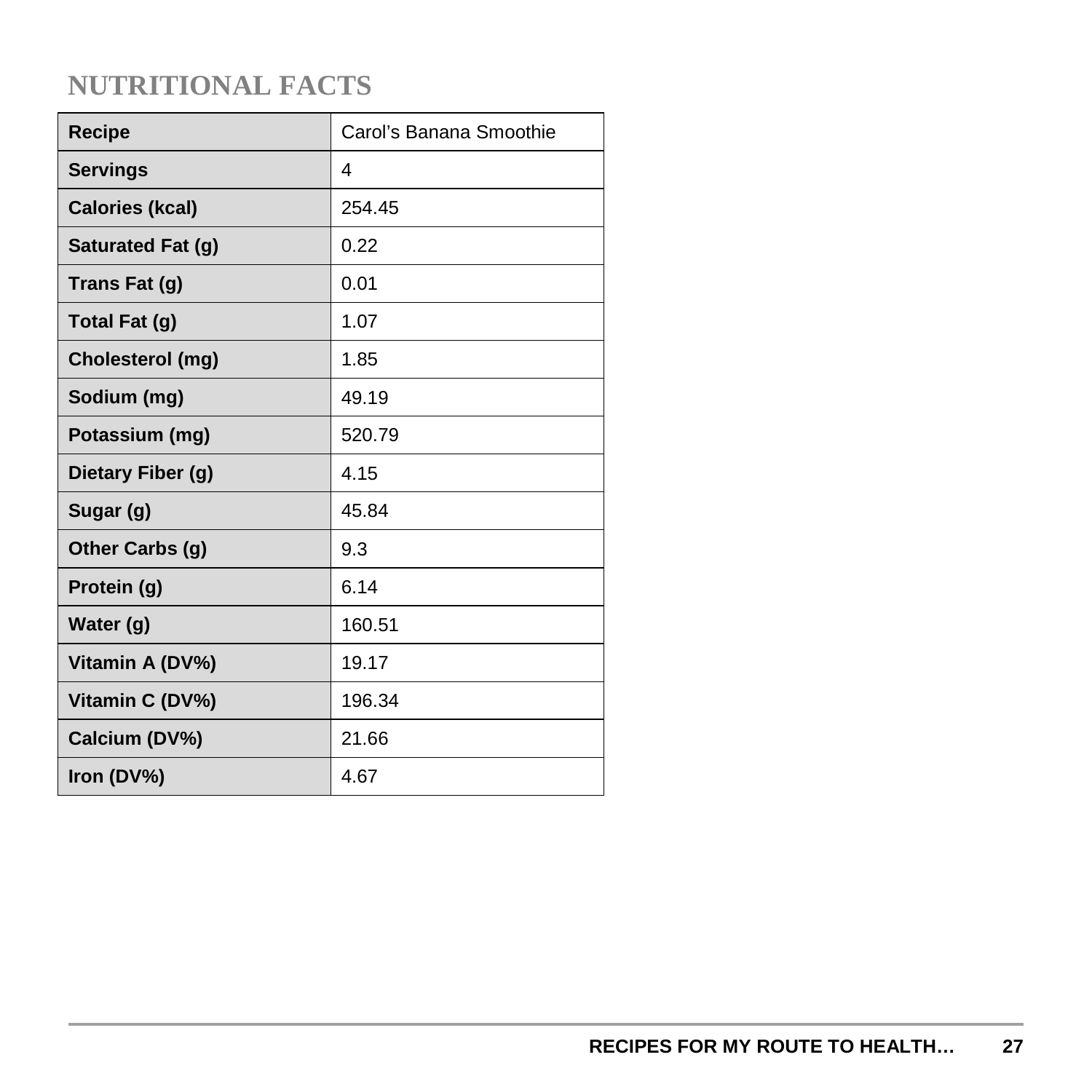## NUTRITIONAL FACTS

| Recipe | Carol's Banana Smoothie |
|---|---|
| Servings | 4 |
| Calories (kcal) | 254.45 |
| Saturated Fat (g) | 0.22 |
| Trans Fat (g) | 0.01 |
| Total Fat (g) | 1.07 |
| Cholesterol (mg) | 1.85 |
| Sodium (mg) | 49.19 |
| Potassium (mg) | 520.79 |
| Dietary Fiber (g) | 4.15 |
| Sugar (g) | 45.84 |
| Other Carbs (g) | 9.3 |
| Protein (g) | 6.14 |
| Water (g) | 160.51 |
| Vitamin A (DV%) | 19.17 |
| Vitamin C (DV%) | 196.34 |
| Calcium (DV%) | 21.66 |
| Iron (DV%) | 4.67 |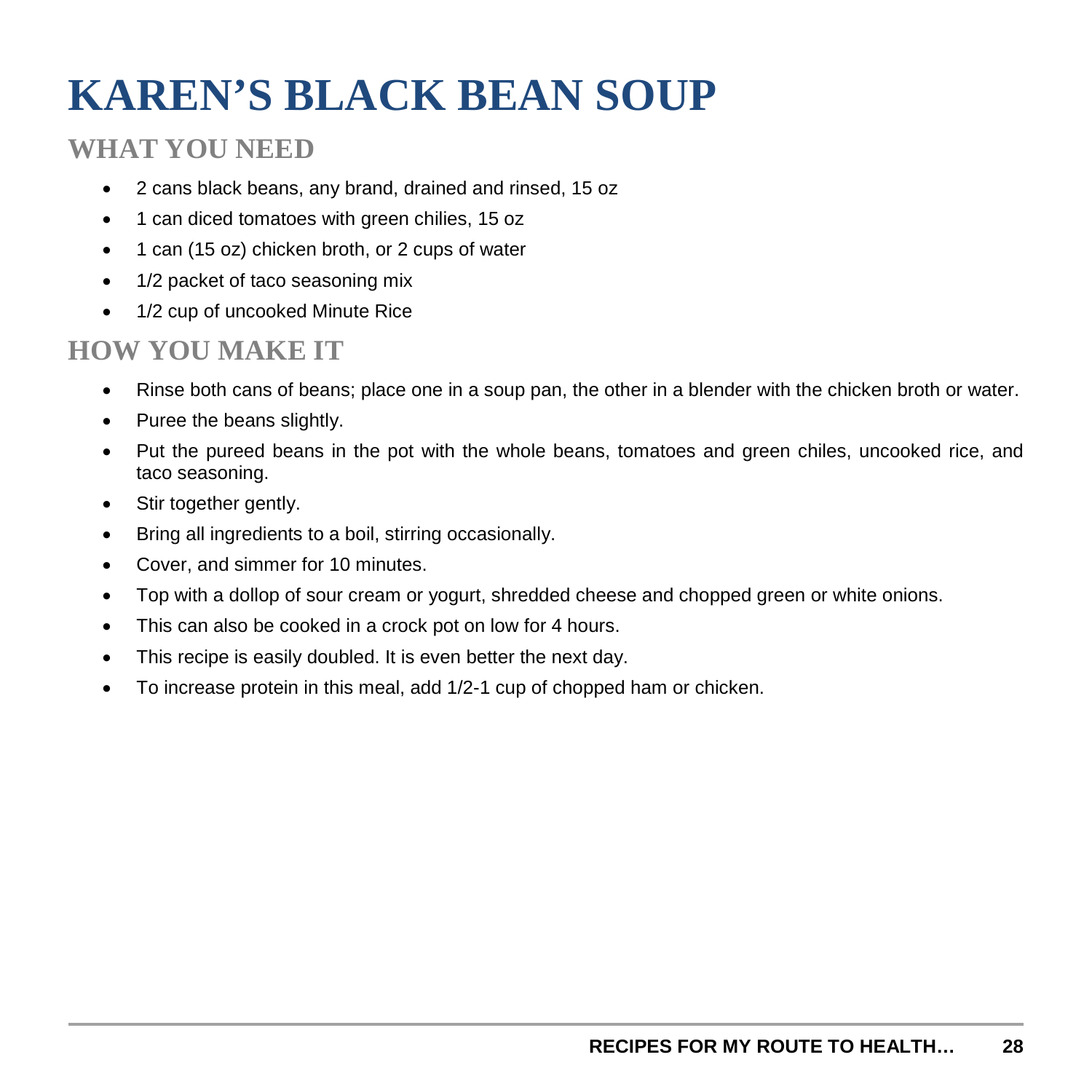# KAREN'S BLACK BEAN SOUP

## WHAT YOU NEED

- 2 cans black beans, any brand, drained and rinsed, 15 oz
- 1 can diced tomatoes with green chilies, 15 oz
- 1 can (15 oz) chicken broth, or 2 cups of water
- 1/2 packet of taco seasoning mix
- 1/2 cup of uncooked Minute Rice

## HOW YOU MAKE IT

- Rinse both cans of beans; place one in a soup pan, the other in a blender with the chicken broth or water.
- Puree the beans slightly.
- Put the pureed beans in the pot with the whole beans, tomatoes and green chiles, uncooked rice, and taco seasoning.
- Stir together gently.
- Bring all ingredients to a boil, stirring occasionally.
- Cover, and simmer for 10 minutes.
- Top with a dollop of sour cream or yogurt, shredded cheese and chopped green or white onions.
- This can also be cooked in a crock pot on low for 4 hours.
- This recipe is easily doubled. It is even better the next day.
- To increase protein in this meal, add 1/2-1 cup of chopped ham or chicken.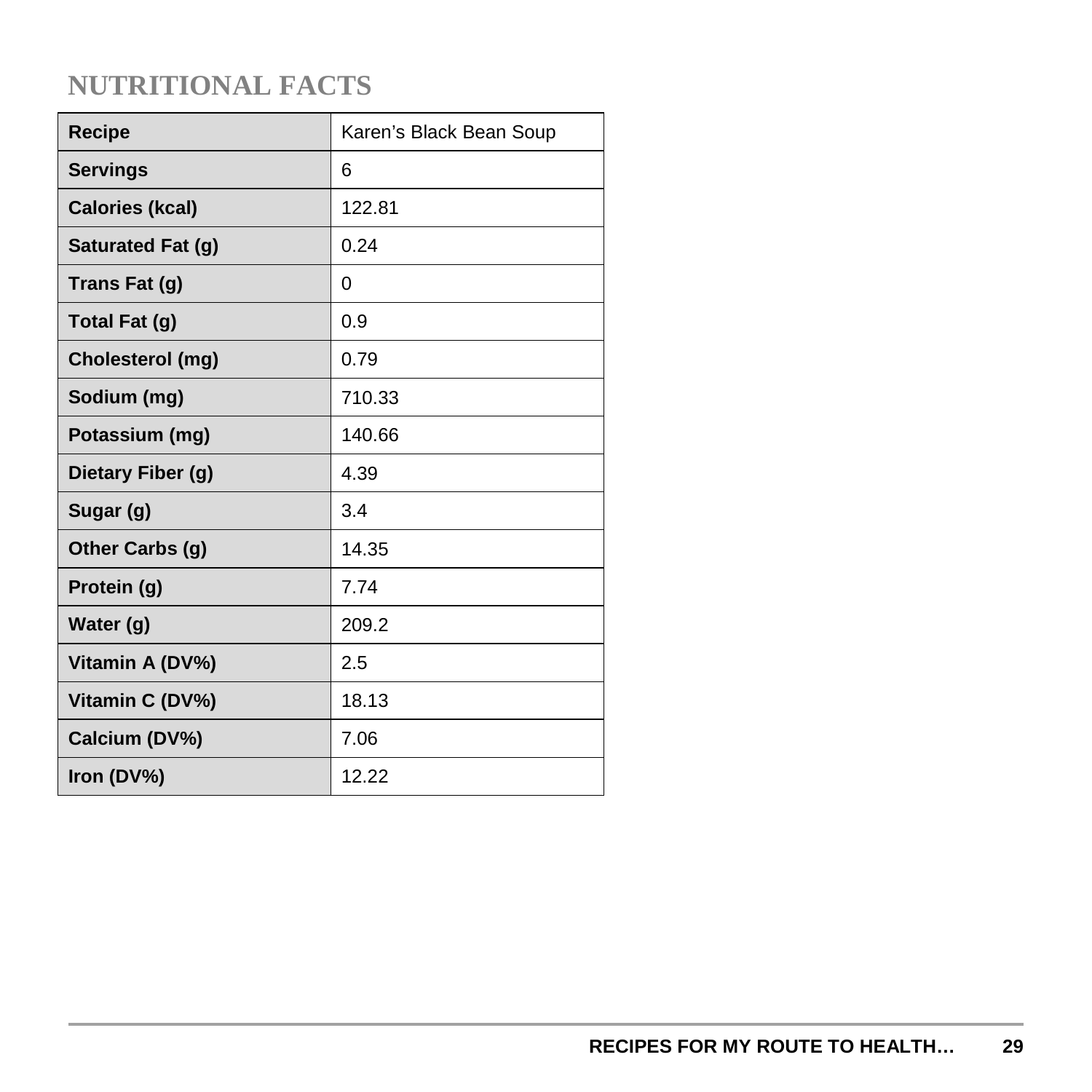## NUTRITIONAL FACTS

| Recipe | Karen's Black Bean Soup |
|---|---|
| Servings | 6 |
| Calories (kcal) | 122.81 |
| Saturated Fat (g) | 0.24 |
| Trans Fat (g) | 0 |
| Total Fat (g) | 0.9 |
| Cholesterol (mg) | 0.79 |
| Sodium (mg) | 710.33 |
| Potassium (mg) | 140.66 |
| Dietary Fiber (g) | 4.39 |
| Sugar (g) | 3.4 |
| Other Carbs (g) | 14.35 |
| Protein (g) | 7.74 |
| Water (g) | 209.2 |
| Vitamin A (DV%) | 2.5 |
| Vitamin C (DV%) | 18.13 |
| Calcium (DV%) | 7.06 |
| Iron (DV%) | 12.22 |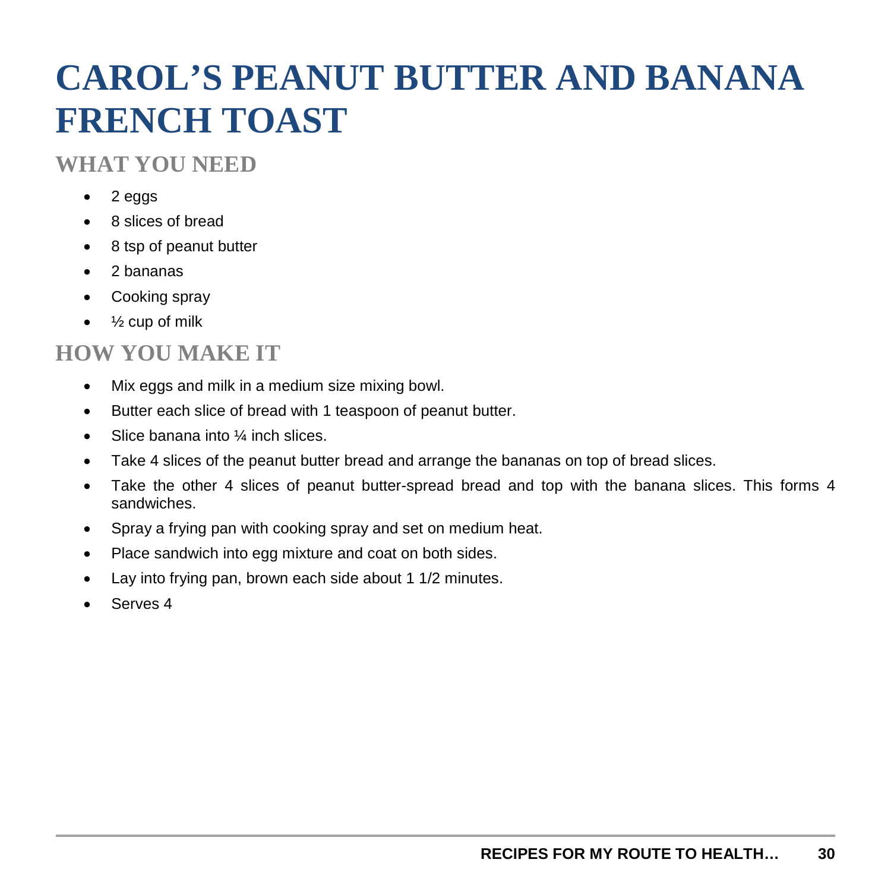# CAROL'S PEANUT BUTTER AND BANANA FRENCH TOAST

## WHAT YOU NEED

- 2 eggs
- 8 slices of bread
- 8 tsp of peanut butter
- 2 bananas
- Cooking spray
- ½ cup of milk

## HOW YOU MAKE IT

- Mix eggs and milk in a medium size mixing bowl.
- Butter each slice of bread with 1 teaspoon of peanut butter.
- Slice banana into ¼ inch slices.
- Take 4 slices of the peanut butter bread and arrange the bananas on top of bread slices.
- Take the other 4 slices of peanut butter-spread bread and top with the banana slices. This forms 4 sandwiches.
- Spray a frying pan with cooking spray and set on medium heat.
- Place sandwich into egg mixture and coat on both sides.
- Lay into frying pan, brown each side about 1 1/2 minutes.
- Serves 4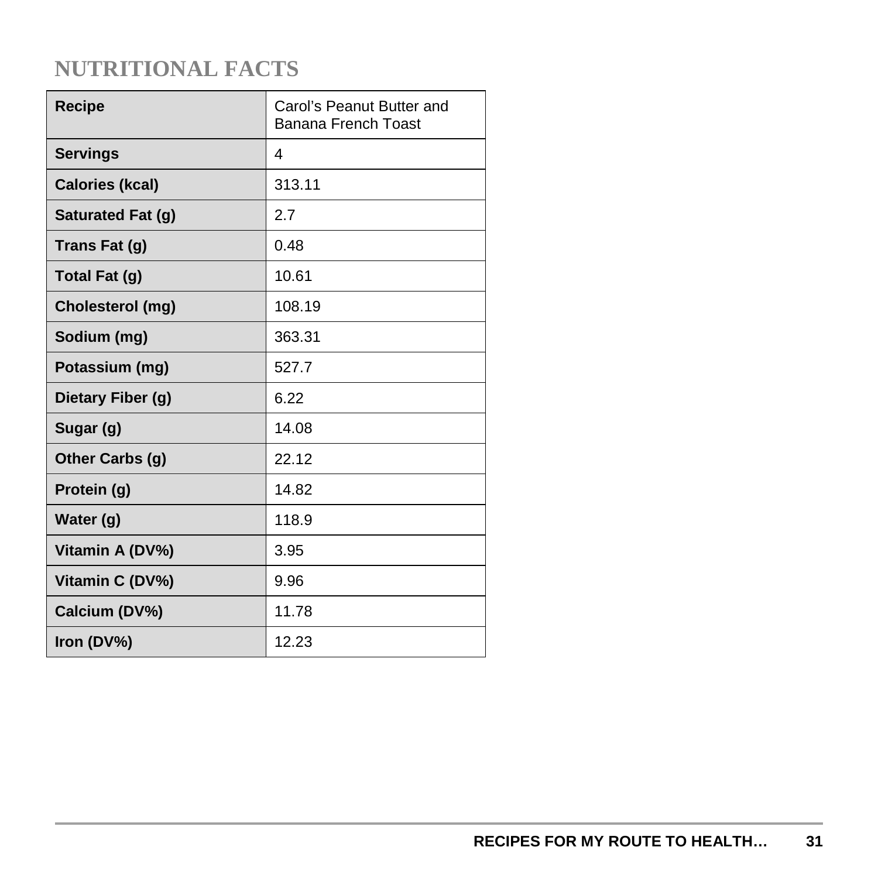## NUTRITIONAL FACTS

| Recipe | Carol's Peanut Butter and Banana French Toast |
|---|---|
| Servings | 4 |
| Calories (kcal) | 313.11 |
| Saturated Fat (g) | 2.7 |
| Trans Fat (g) | 0.48 |
| Total Fat (g) | 10.61 |
| Cholesterol (mg) | 108.19 |
| Sodium (mg) | 363.31 |
| Potassium (mg) | 527.7 |
| Dietary Fiber (g) | 6.22 |
| Sugar (g) | 14.08 |
| Other Carbs (g) | 22.12 |
| Protein (g) | 14.82 |
| Water (g) | 118.9 |
| Vitamin A (DV%) | 3.95 |
| Vitamin C (DV%) | 9.96 |
| Calcium (DV%) | 11.78 |
| Iron (DV%) | 12.23 |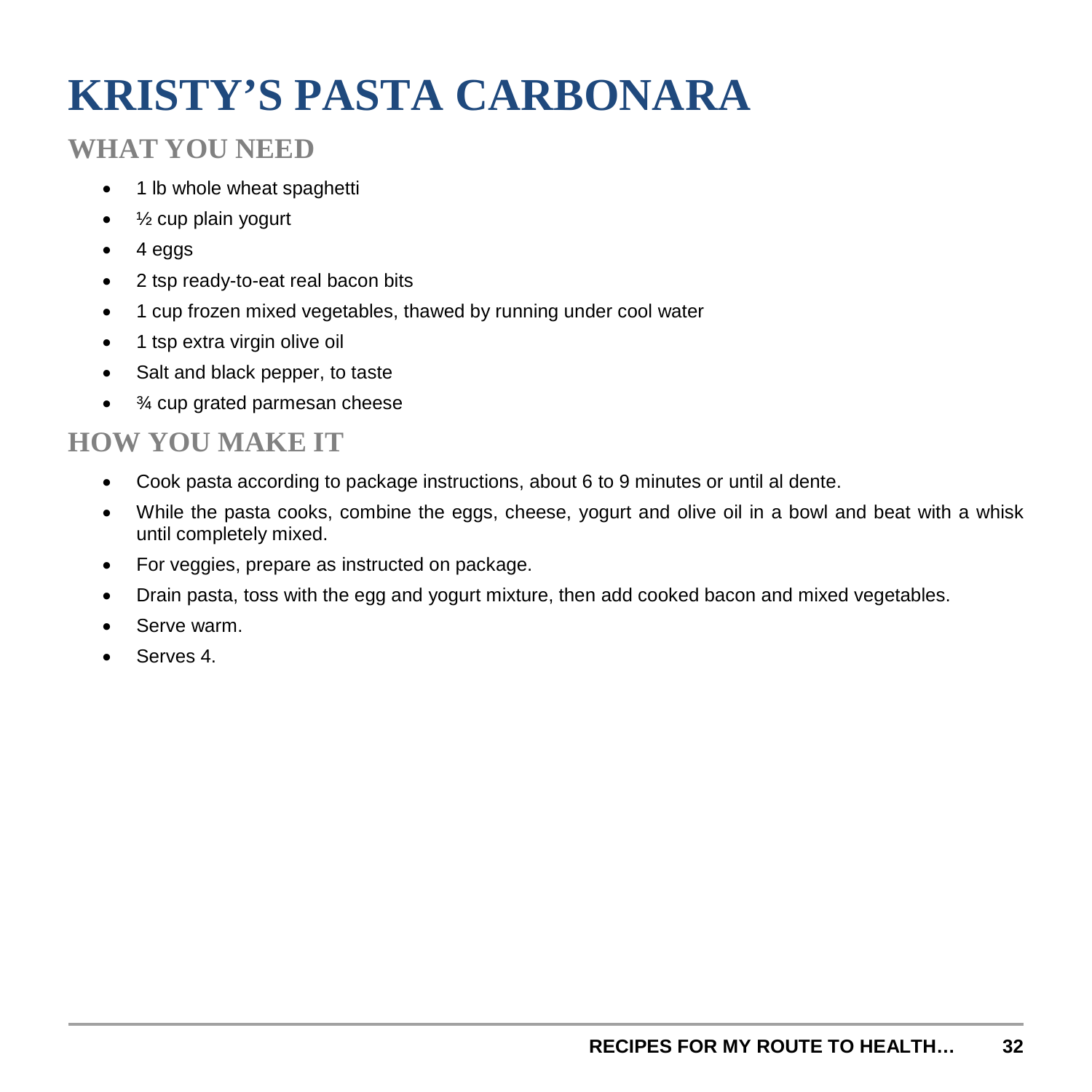# KRISTY'S PASTA CARBONARA

## WHAT YOU NEED

- 1 lb whole wheat spaghetti
- ½ cup plain yogurt
- 4 eggs
- 2 tsp ready-to-eat real bacon bits
- 1 cup frozen mixed vegetables, thawed by running under cool water
- 1 tsp extra virgin olive oil
- Salt and black pepper, to taste
- ¾ cup grated parmesan cheese

## HOW YOU MAKE IT

- Cook pasta according to package instructions, about 6 to 9 minutes or until al dente.
- While the pasta cooks, combine the eggs, cheese, yogurt and olive oil in a bowl and beat with a whisk until completely mixed.
- For veggies, prepare as instructed on package.
- Drain pasta, toss with the egg and yogurt mixture, then add cooked bacon and mixed vegetables.
- Serve warm.
- Serves 4.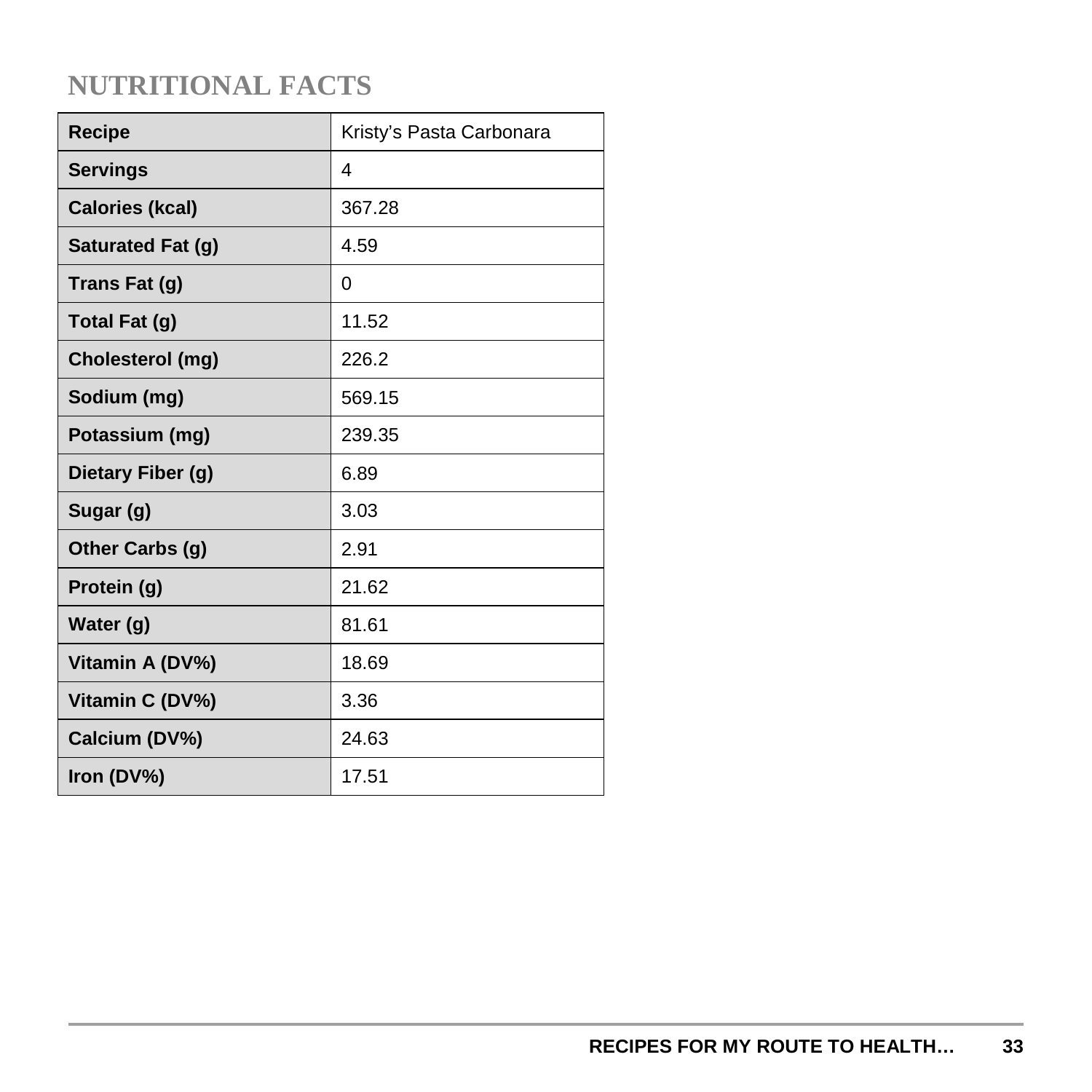## NUTRITIONAL FACTS

| Recipe | Kristy's Pasta Carbonara |
|---|---|
| Servings | 4 |
| Calories (kcal) | 367.28 |
| Saturated Fat (g) | 4.59 |
| Trans Fat (g) | 0 |
| Total Fat (g) | 11.52 |
| Cholesterol (mg) | 226.2 |
| Sodium (mg) | 569.15 |
| Potassium (mg) | 239.35 |
| Dietary Fiber (g) | 6.89 |
| Sugar (g) | 3.03 |
| Other Carbs (g) | 2.91 |
| Protein (g) | 21.62 |
| Water (g) | 81.61 |
| Vitamin A (DV%) | 18.69 |
| Vitamin C (DV%) | 3.36 |
| Calcium (DV%) | 24.63 |
| Iron (DV%) | 17.51 |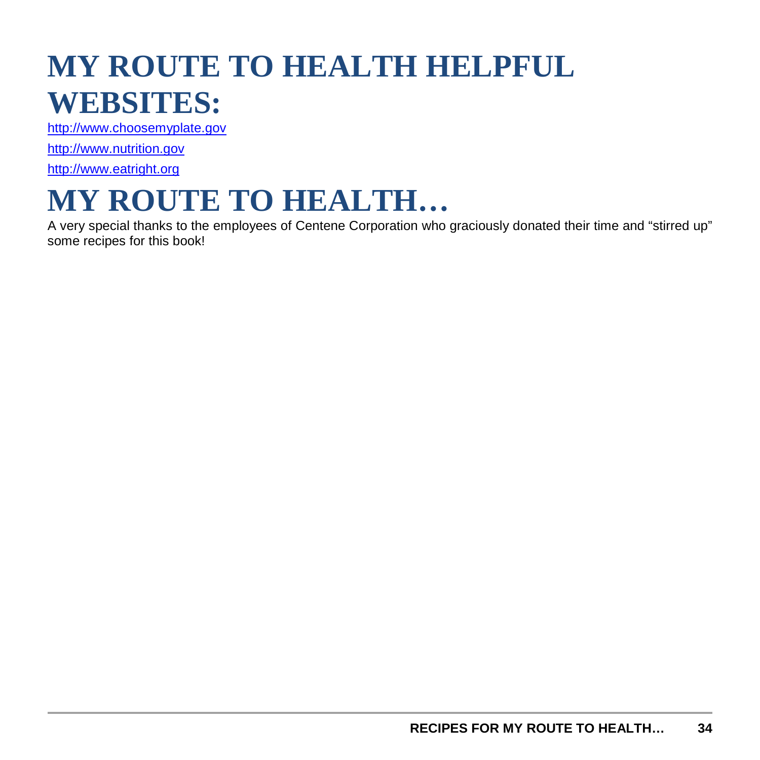# MY ROUTE TO HEALTH HELPFUL WEBSITES:

http://www.choosemyplate.gov

http://www.nutrition.gov

http://www.eatright.org

# MY ROUTE TO HEALTH…

A very special thanks to the employees of Centene Corporation who graciously donated their time and “stirred up” some recipes for this book!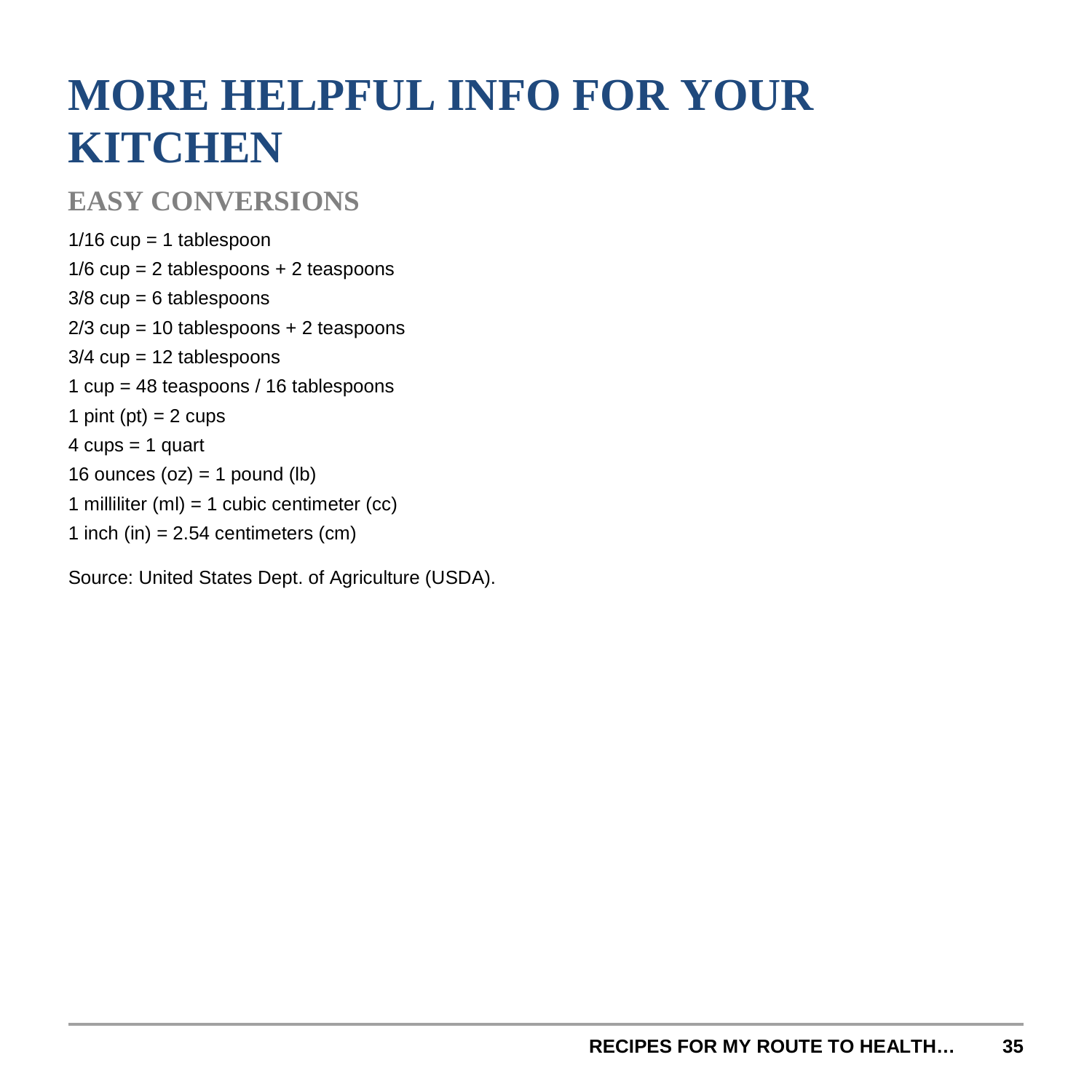# MORE HELPFUL INFO FOR YOUR KITCHEN

## EASY CONVERSIONS

1/16 cup = 1 tablespoon

1/6 cup = 2 tablespoons + 2 teaspoons

3/8 cup = 6 tablespoons

2/3 cup = 10 tablespoons + 2 teaspoons

3/4 cup = 12 tablespoons

1 cup = 48 teaspoons / 16 tablespoons

1 pint (pt) = 2 cups

4 cups = 1 quart

16 ounces (oz) = 1 pound (lb)

1 milliliter (ml) = 1 cubic centimeter (cc)

1 inch (in) = 2.54 centimeters (cm)

Source: United States Dept. of Agriculture (USDA).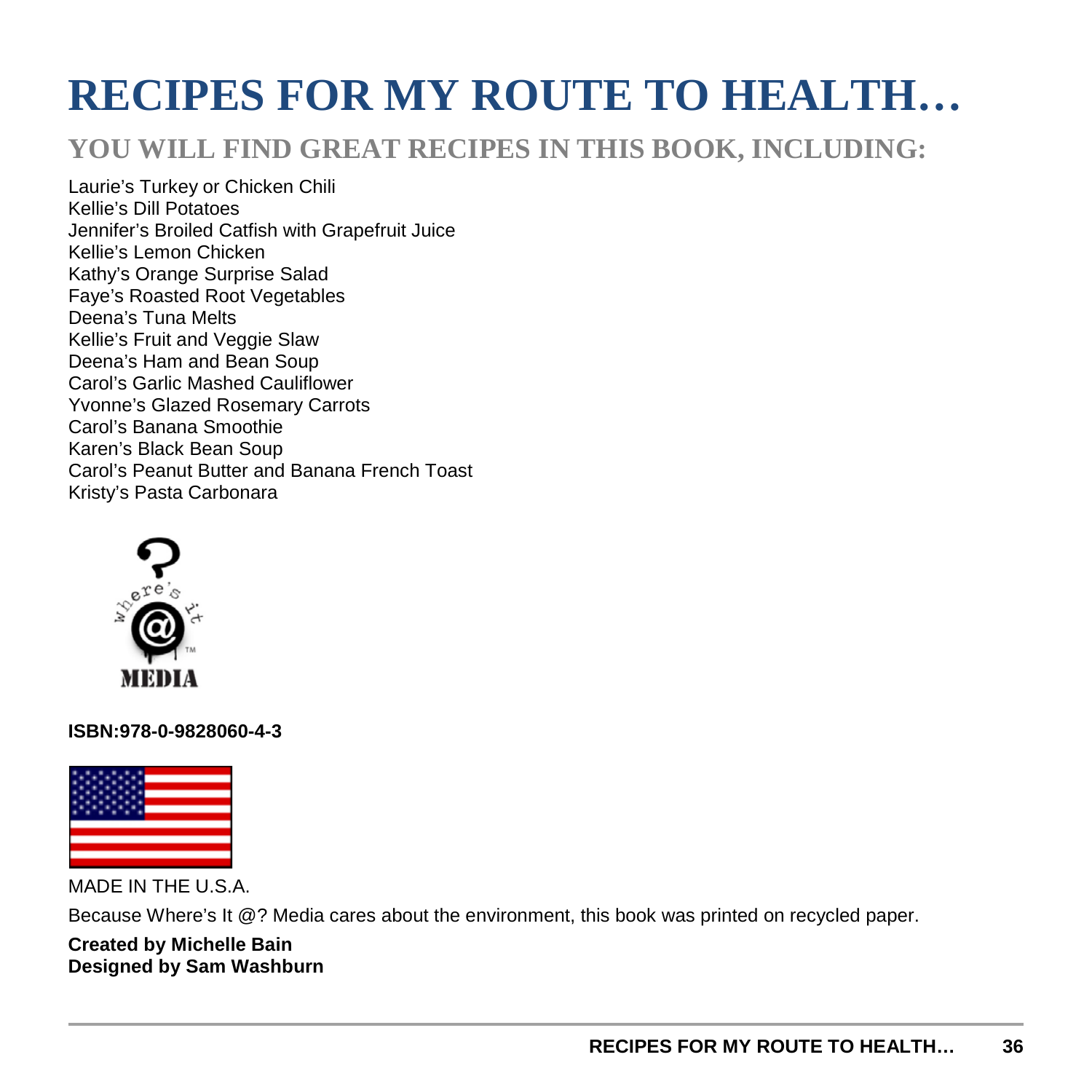# RECIPES FOR MY ROUTE TO HEALTH…

## YOU WILL FIND GREAT RECIPES IN THIS BOOK, INCLUDING:

Laurie's Turkey or Chicken Chili
Kellie's Dill Potatoes
Jennifer's Broiled Catfish with Grapefruit Juice
Kellie's Lemon Chicken
Kathy's Orange Surprise Salad
Faye's Roasted Root Vegetables
Deena's Tuna Melts
Kellie's Fruit and Veggie Slaw
Deena's Ham and Bean Soup
Carol's Garlic Mashed Cauliflower
Yvonne's Glazed Rosemary Carrots
Carol's Banana Smoothie
Karen's Black Bean Soup
Carol's Peanut Butter and Banana French Toast
Kristy's Pasta Carbonara

**ISBN:978-0-9828060-4-3**

MADE IN THE U.S.A.

Because Where's It @? Media cares about the environment, this book was printed on recycled paper.

**Created by Michelle Bain**
**Designed by Sam Washburn**